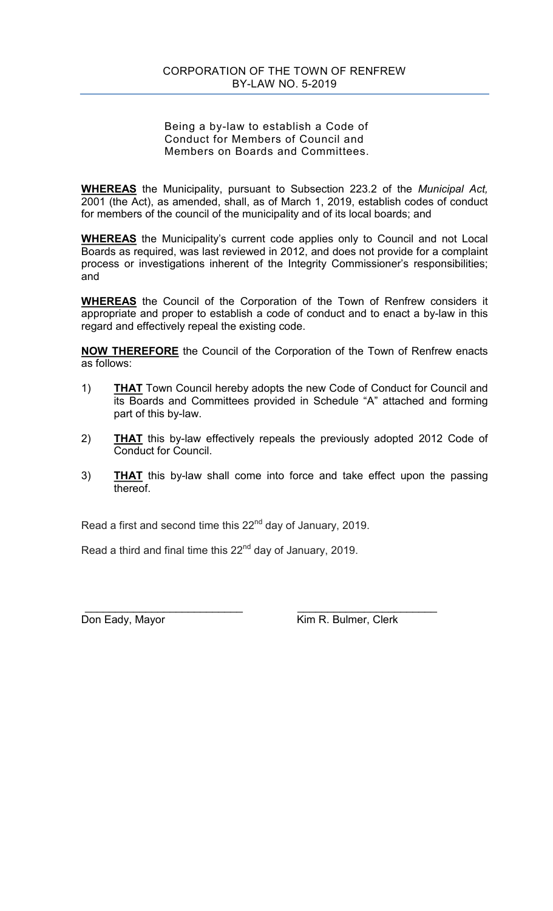CORPORATION OF THE TOWN OF RENFREW
BY-LAW NO. 5-2019

Being a by-law to establish a Code of Conduct for Members of Council and Members on Boards and Committees.

**WHEREAS** the Municipality, pursuant to Subsection 223.2 of the *Municipal Act,* 2001 (the Act), as amended, shall, as of March 1, 2019, establish codes of conduct for members of the council of the municipality and of its local boards; and

**WHEREAS** the Municipality's current code applies only to Council and not Local Boards as required, was last reviewed in 2012, and does not provide for a complaint process or investigations inherent of the Integrity Commissioner's responsibilities; and

**WHEREAS** the Council of the Corporation of the Town of Renfrew considers it appropriate and proper to establish a code of conduct and to enact a by-law in this regard and effectively repeal the existing code.

**NOW THEREFORE** the Council of the Corporation of the Town of Renfrew enacts as follows:

1) **THAT** Town Council hereby adopts the new Code of Conduct for Council and its Boards and Committees provided in Schedule "A" attached and forming part of this by-law.

2) **THAT** this by-law effectively repeals the previously adopted 2012 Code of Conduct for Council.

3) **THAT** this by-law shall come into force and take effect upon the passing thereof.

Read a first and second time this 22nd day of January, 2019.

Read a third and final time this 22nd day of January, 2019.

\_\_\_\_\_\_\_\_\_\_\_\_\_\_\_\_\_\_\_\_\_\_\_\_\_\_\_
Don Eady, Mayor

\_\_\_\_\_\_\_\_\_\_\_\_\_\_\_\_\_\_\_\_\_\_\_\_\_\_\_
Kim R. Bulmer, Clerk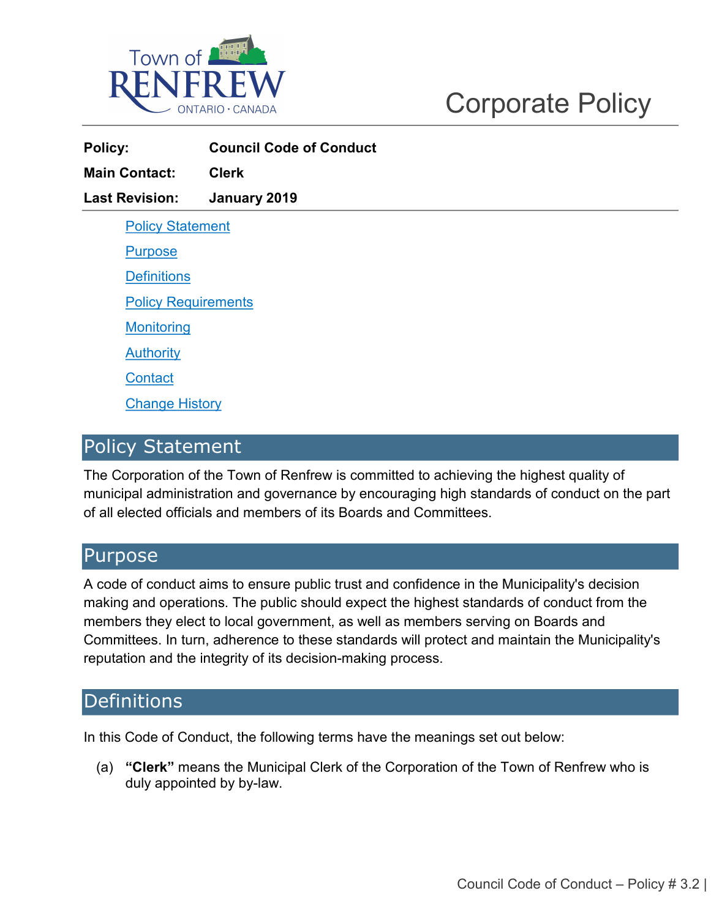Corporate Policy

**Policy:** Council Code of Conduct

**Main Contact:** Clerk

**Last Revision:** January 2019

- Policy Statement
- Purpose
- Definitions
- Policy Requirements
- Monitoring
- Authority
- Contact
- Change History

## Policy Statement

The Corporation of the Town of Renfrew is committed to achieving the highest quality of municipal administration and governance by encouraging high standards of conduct on the part of all elected officials and members of its Boards and Committees.

## Purpose

A code of conduct aims to ensure public trust and confidence in the Municipality's decision making and operations. The public should expect the highest standards of conduct from the members they elect to local government, as well as members serving on Boards and Committees. In turn, adherence to these standards will protect and maintain the Municipality's reputation and the integrity of its decision-making process.

## Definitions

In this Code of Conduct, the following terms have the meanings set out below:

(a) **"Clerk"** means the Municipal Clerk of the Corporation of the Town of Renfrew who is duly appointed by by-law.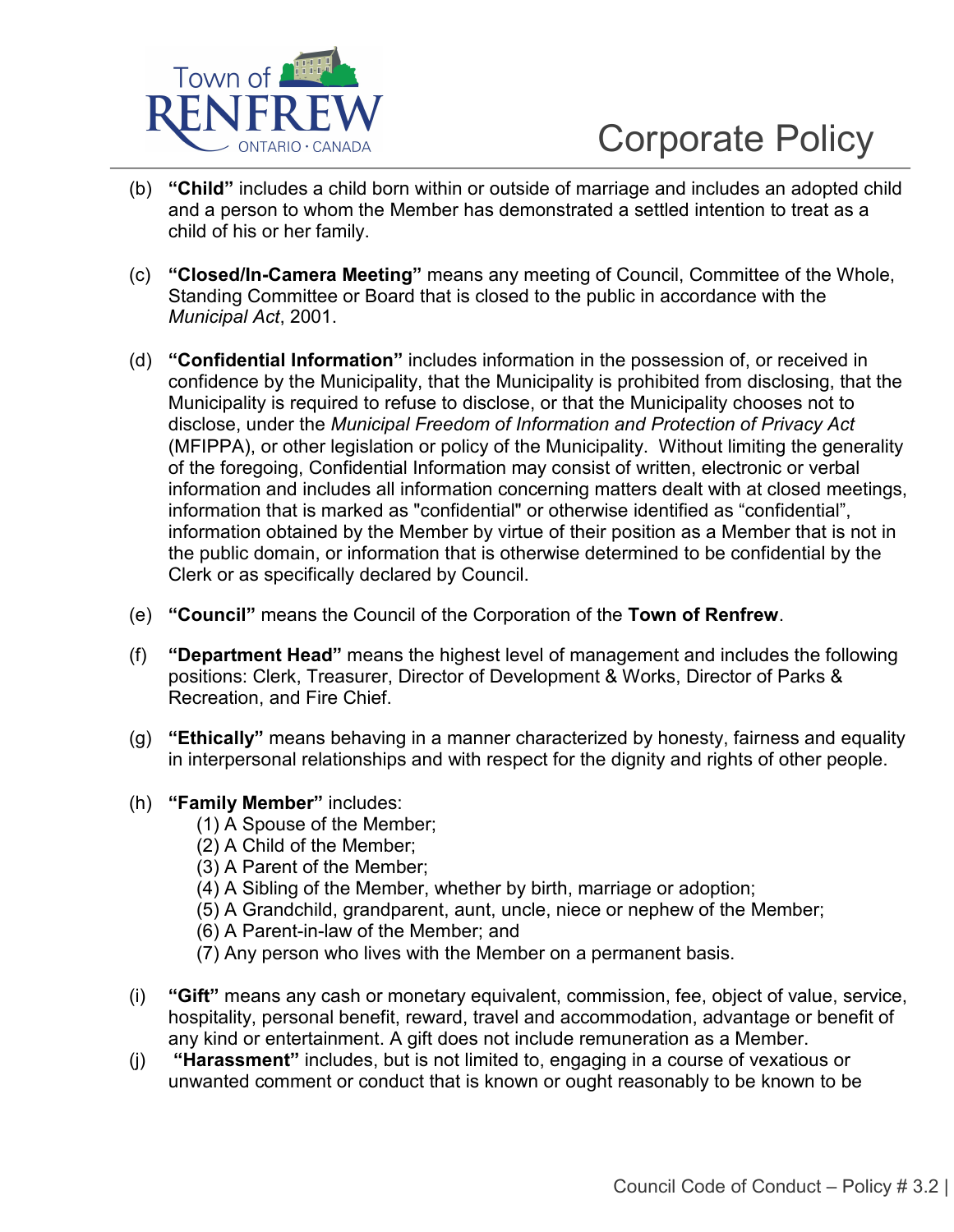(b) **"Child"** includes a child born within or outside of marriage and includes an adopted child and a person to whom the Member has demonstrated a settled intention to treat as a child of his or her family.

(c) **"Closed/In-Camera Meeting"** means any meeting of Council, Committee of the Whole, Standing Committee or Board that is closed to the public in accordance with the *Municipal Act*, 2001.

(d) **"Confidential Information"** includes information in the possession of, or received in confidence by the Municipality, that the Municipality is prohibited from disclosing, that the Municipality is required to refuse to disclose, or that the Municipality chooses not to disclose, under the *Municipal Freedom of Information and Protection of Privacy Act* (MFIPPA), or other legislation or policy of the Municipality. Without limiting the generality of the foregoing, Confidential Information may consist of written, electronic or verbal information and includes all information concerning matters dealt with at closed meetings, information that is marked as "confidential" or otherwise identified as "confidential", information obtained by the Member by virtue of their position as a Member that is not in the public domain, or information that is otherwise determined to be confidential by the Clerk or as specifically declared by Council.

(e) **"Council"** means the Council of the Corporation of the **Town of Renfrew**.

(f) **"Department Head"** means the highest level of management and includes the following positions: Clerk, Treasurer, Director of Development & Works, Director of Parks & Recreation, and Fire Chief.

(g) **"Ethically"** means behaving in a manner characterized by honesty, fairness and equality in interpersonal relationships and with respect for the dignity and rights of other people.

(h) **"Family Member"** includes:

 (1) A Spouse of the Member;
 (2) A Child of the Member;
 (3) A Parent of the Member;
 (4) A Sibling of the Member, whether by birth, marriage or adoption;
 (5) A Grandchild, grandparent, aunt, uncle, niece or nephew of the Member;
 (6) A Parent-in-law of the Member; and
 (7) Any person who lives with the Member on a permanent basis.

(i) **"Gift"** means any cash or monetary equivalent, commission, fee, object of value, service, hospitality, personal benefit, reward, travel and accommodation, advantage or benefit of any kind or entertainment. A gift does not include remuneration as a Member.

(j) **"Harassment"** includes, but is not limited to, engaging in a course of vexatious or unwanted comment or conduct that is known or ought reasonably to be known to be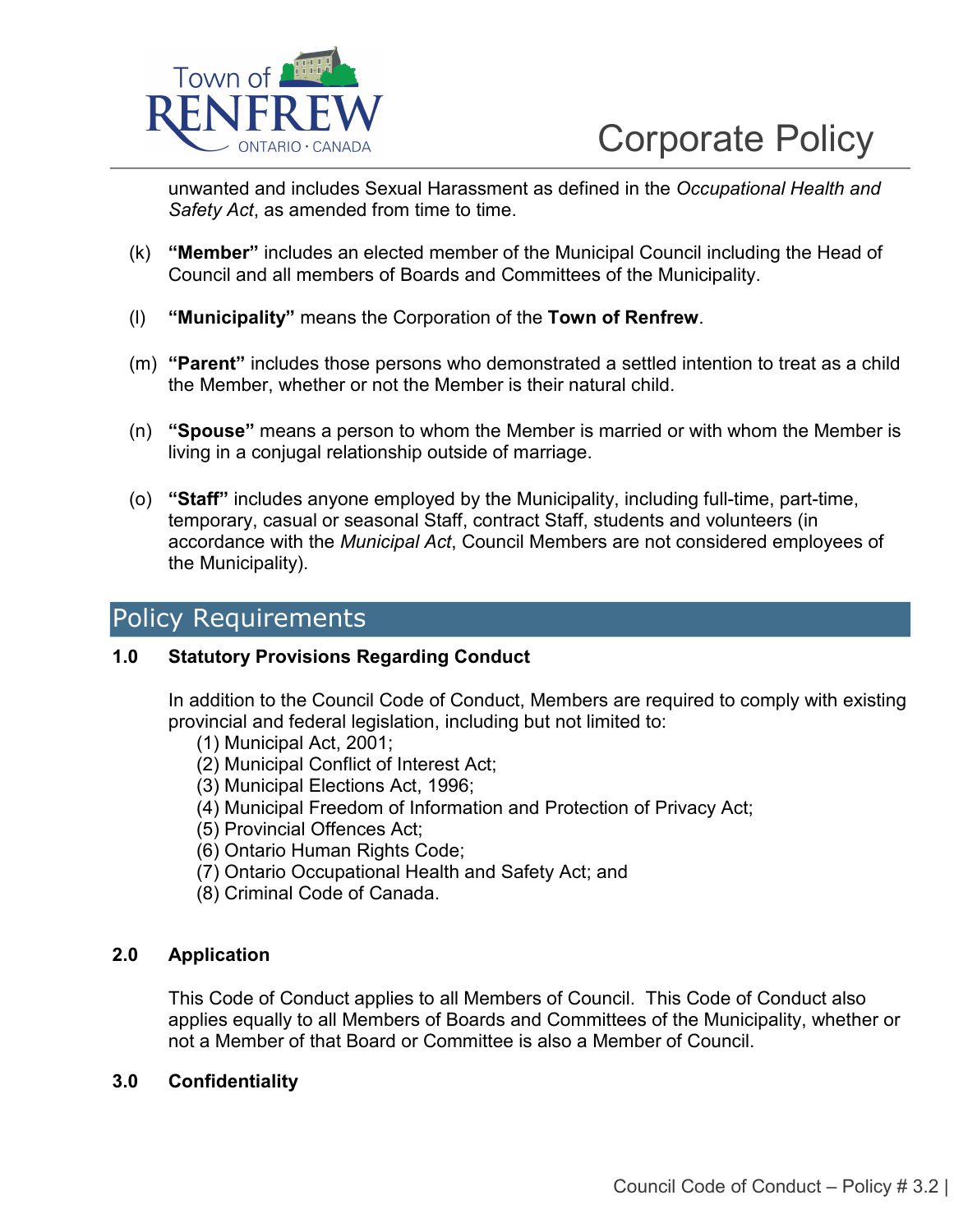unwanted and includes Sexual Harassment as defined in the *Occupational Health and Safety Act*, as amended from time to time.

(k) **"Member"** includes an elected member of the Municipal Council including the Head of Council and all members of Boards and Committees of the Municipality.

(l) **"Municipality"** means the Corporation of the **Town of Renfrew**.

(m) **"Parent"** includes those persons who demonstrated a settled intention to treat as a child the Member, whether or not the Member is their natural child.

(n) **"Spouse"** means a person to whom the Member is married or with whom the Member is living in a conjugal relationship outside of marriage.

(o) **"Staff"** includes anyone employed by the Municipality, including full-time, part-time, temporary, casual or seasonal Staff, contract Staff, students and volunteers (in accordance with the *Municipal Act*, Council Members are not considered employees of the Municipality).

## Policy Requirements

### 1.0 Statutory Provisions Regarding Conduct

In addition to the Council Code of Conduct, Members are required to comply with existing provincial and federal legislation, including but not limited to:

(1) Municipal Act, 2001;
(2) Municipal Conflict of Interest Act;
(3) Municipal Elections Act, 1996;
(4) Municipal Freedom of Information and Protection of Privacy Act;
(5) Provincial Offences Act;
(6) Ontario Human Rights Code;
(7) Ontario Occupational Health and Safety Act; and
(8) Criminal Code of Canada.

### 2.0 Application

This Code of Conduct applies to all Members of Council. This Code of Conduct also applies equally to all Members of Boards and Committees of the Municipality, whether or not a Member of that Board or Committee is also a Member of Council.

### 3.0 Confidentiality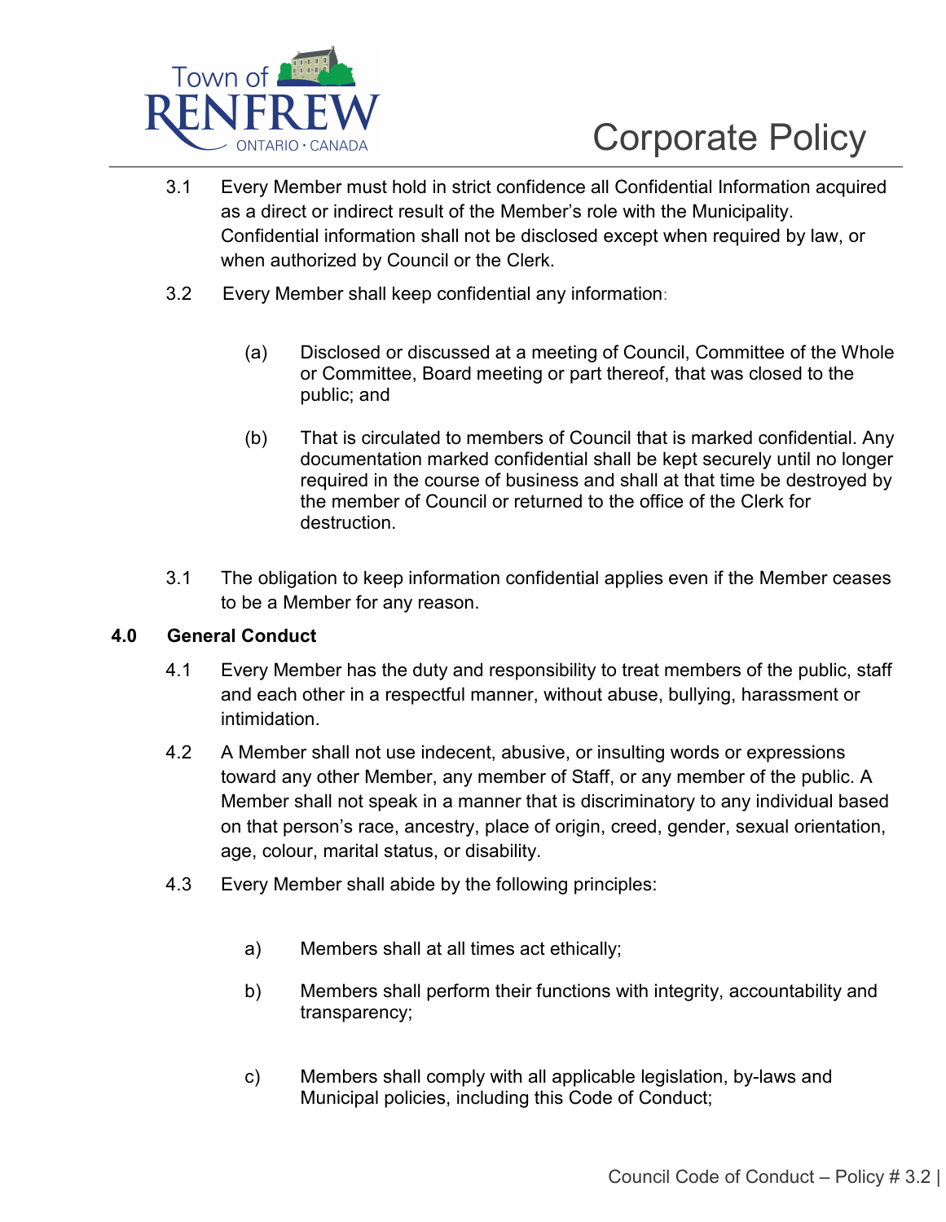3.1 Every Member must hold in strict confidence all Confidential Information acquired as a direct or indirect result of the Member's role with the Municipality. Confidential information shall not be disclosed except when required by law, or when authorized by Council or the Clerk.

3.2 Every Member shall keep confidential any information:

(a) Disclosed or discussed at a meeting of Council, Committee of the Whole or Committee, Board meeting or part thereof, that was closed to the public; and

(b) That is circulated to members of Council that is marked confidential. Any documentation marked confidential shall be kept securely until no longer required in the course of business and shall at that time be destroyed by the member of Council or returned to the office of the Clerk for destruction.

3.1 The obligation to keep information confidential applies even if the Member ceases to be a Member for any reason.

## 4.0 General Conduct

4.1 Every Member has the duty and responsibility to treat members of the public, staff and each other in a respectful manner, without abuse, bullying, harassment or intimidation.

4.2 A Member shall not use indecent, abusive, or insulting words or expressions toward any other Member, any member of Staff, or any member of the public. A Member shall not speak in a manner that is discriminatory to any individual based on that person's race, ancestry, place of origin, creed, gender, sexual orientation, age, colour, marital status, or disability.

4.3 Every Member shall abide by the following principles:

a) Members shall at all times act ethically;

b) Members shall perform their functions with integrity, accountability and transparency;

c) Members shall comply with all applicable legislation, by-laws and Municipal policies, including this Code of Conduct;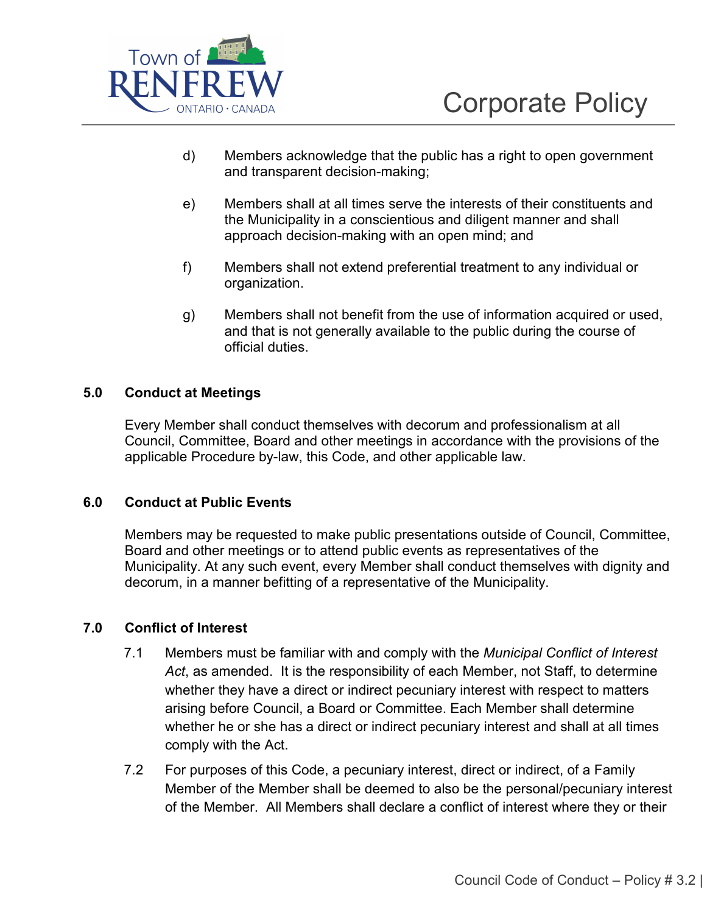d) Members acknowledge that the public has a right to open government and transparent decision-making;

e) Members shall at all times serve the interests of their constituents and the Municipality in a conscientious and diligent manner and shall approach decision-making with an open mind; and

f) Members shall not extend preferential treatment to any individual or organization.

g) Members shall not benefit from the use of information acquired or used, and that is not generally available to the public during the course of official duties.

## 5.0 Conduct at Meetings

Every Member shall conduct themselves with decorum and professionalism at all Council, Committee, Board and other meetings in accordance with the provisions of the applicable Procedure by-law, this Code, and other applicable law.

## 6.0 Conduct at Public Events

Members may be requested to make public presentations outside of Council, Committee, Board and other meetings or to attend public events as representatives of the Municipality. At any such event, every Member shall conduct themselves with dignity and decorum, in a manner befitting of a representative of the Municipality.

## 7.0 Conflict of Interest

7.1 Members must be familiar with and comply with the *Municipal Conflict of Interest Act*, as amended. It is the responsibility of each Member, not Staff, to determine whether they have a direct or indirect pecuniary interest with respect to matters arising before Council, a Board or Committee. Each Member shall determine whether he or she has a direct or indirect pecuniary interest and shall at all times comply with the Act.

7.2 For purposes of this Code, a pecuniary interest, direct or indirect, of a Family Member of the Member shall be deemed to also be the personal/pecuniary interest of the Member. All Members shall declare a conflict of interest where they or their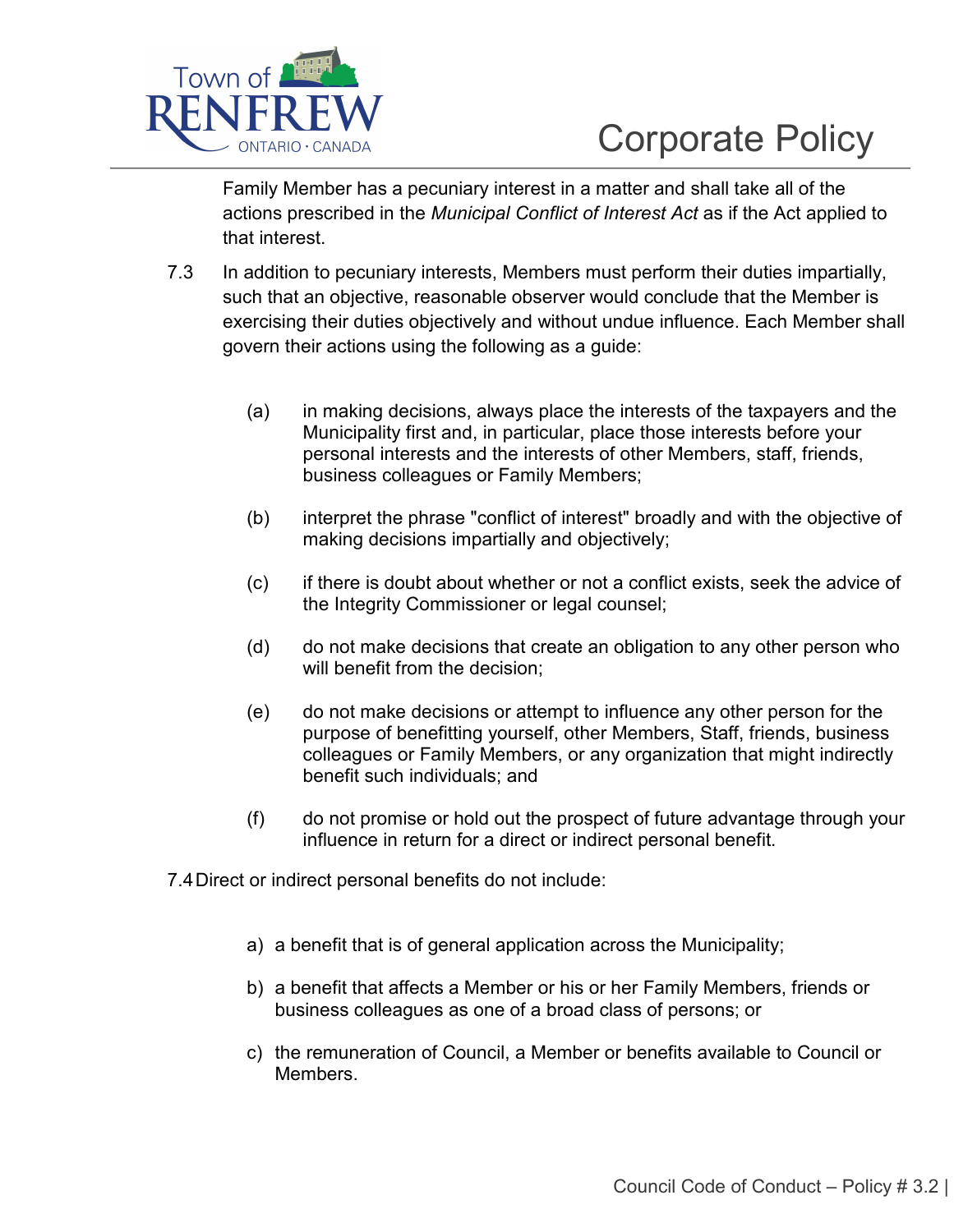Family Member has a pecuniary interest in a matter and shall take all of the actions prescribed in the *Municipal Conflict of Interest Act* as if the Act applied to that interest.

7.3 In addition to pecuniary interests, Members must perform their duties impartially, such that an objective, reasonable observer would conclude that the Member is exercising their duties objectively and without undue influence. Each Member shall govern their actions using the following as a guide:

(a) in making decisions, always place the interests of the taxpayers and the Municipality first and, in particular, place those interests before your personal interests and the interests of other Members, staff, friends, business colleagues or Family Members;

(b) interpret the phrase "conflict of interest" broadly and with the objective of making decisions impartially and objectively;

(c) if there is doubt about whether or not a conflict exists, seek the advice of the Integrity Commissioner or legal counsel;

(d) do not make decisions that create an obligation to any other person who will benefit from the decision;

(e) do not make decisions or attempt to influence any other person for the purpose of benefitting yourself, other Members, Staff, friends, business colleagues or Family Members, or any organization that might indirectly benefit such individuals; and

(f) do not promise or hold out the prospect of future advantage through your influence in return for a direct or indirect personal benefit.

7.4 Direct or indirect personal benefits do not include:

a) a benefit that is of general application across the Municipality;

b) a benefit that affects a Member or his or her Family Members, friends or business colleagues as one of a broad class of persons; or

c) the remuneration of Council, a Member or benefits available to Council or Members.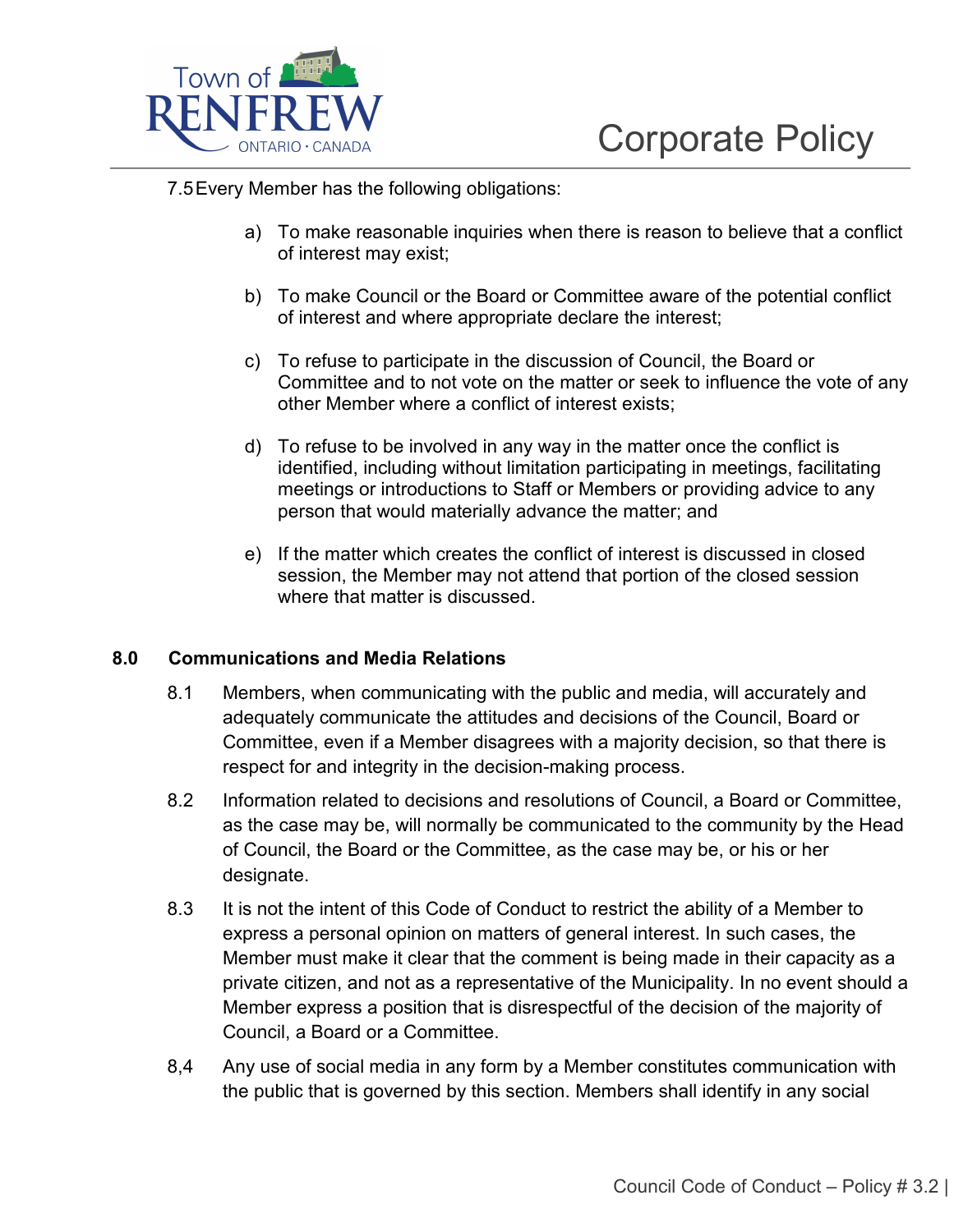7.5 Every Member has the following obligations:

a) To make reasonable inquiries when there is reason to believe that a conflict of interest may exist;

b) To make Council or the Board or Committee aware of the potential conflict of interest and where appropriate declare the interest;

c) To refuse to participate in the discussion of Council, the Board or Committee and to not vote on the matter or seek to influence the vote of any other Member where a conflict of interest exists;

d) To refuse to be involved in any way in the matter once the conflict is identified, including without limitation participating in meetings, facilitating meetings or introductions to Staff or Members or providing advice to any person that would materially advance the matter; and

e) If the matter which creates the conflict of interest is discussed in closed session, the Member may not attend that portion of the closed session where that matter is discussed.

## 8.0 Communications and Media Relations

8.1 Members, when communicating with the public and media, will accurately and adequately communicate the attitudes and decisions of the Council, Board or Committee, even if a Member disagrees with a majority decision, so that there is respect for and integrity in the decision-making process.

8.2 Information related to decisions and resolutions of Council, a Board or Committee, as the case may be, will normally be communicated to the community by the Head of Council, the Board or the Committee, as the case may be, or his or her designate.

8.3 It is not the intent of this Code of Conduct to restrict the ability of a Member to express a personal opinion on matters of general interest. In such cases, the Member must make it clear that the comment is being made in their capacity as a private citizen, and not as a representative of the Municipality. In no event should a Member express a position that is disrespectful of the decision of the majority of Council, a Board or a Committee.

8,4 Any use of social media in any form by a Member constitutes communication with the public that is governed by this section. Members shall identify in any social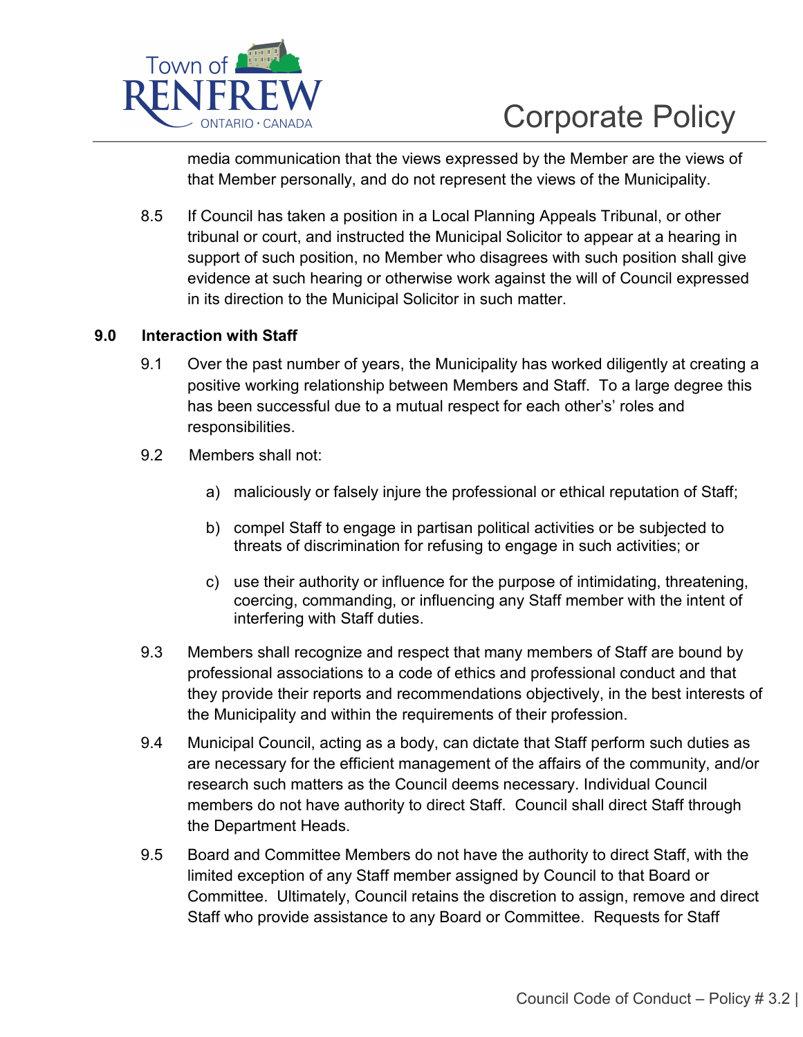media communication that the views expressed by the Member are the views of that Member personally, and do not represent the views of the Municipality.

8.5 If Council has taken a position in a Local Planning Appeals Tribunal, or other tribunal or court, and instructed the Municipal Solicitor to appear at a hearing in support of such position, no Member who disagrees with such position shall give evidence at such hearing or otherwise work against the will of Council expressed in its direction to the Municipal Solicitor in such matter.

## 9.0 Interaction with Staff

9.1 Over the past number of years, the Municipality has worked diligently at creating a positive working relationship between Members and Staff. To a large degree this has been successful due to a mutual respect for each other's' roles and responsibilities.

9.2 Members shall not:

a) maliciously or falsely injure the professional or ethical reputation of Staff;

b) compel Staff to engage in partisan political activities or be subjected to threats of discrimination for refusing to engage in such activities; or

c) use their authority or influence for the purpose of intimidating, threatening, coercing, commanding, or influencing any Staff member with the intent of interfering with Staff duties.

9.3 Members shall recognize and respect that many members of Staff are bound by professional associations to a code of ethics and professional conduct and that they provide their reports and recommendations objectively, in the best interests of the Municipality and within the requirements of their profession.

9.4 Municipal Council, acting as a body, can dictate that Staff perform such duties as are necessary for the efficient management of the affairs of the community, and/or research such matters as the Council deems necessary. Individual Council members do not have authority to direct Staff. Council shall direct Staff through the Department Heads.

9.5 Board and Committee Members do not have the authority to direct Staff, with the limited exception of any Staff member assigned by Council to that Board or Committee. Ultimately, Council retains the discretion to assign, remove and direct Staff who provide assistance to any Board or Committee. Requests for Staff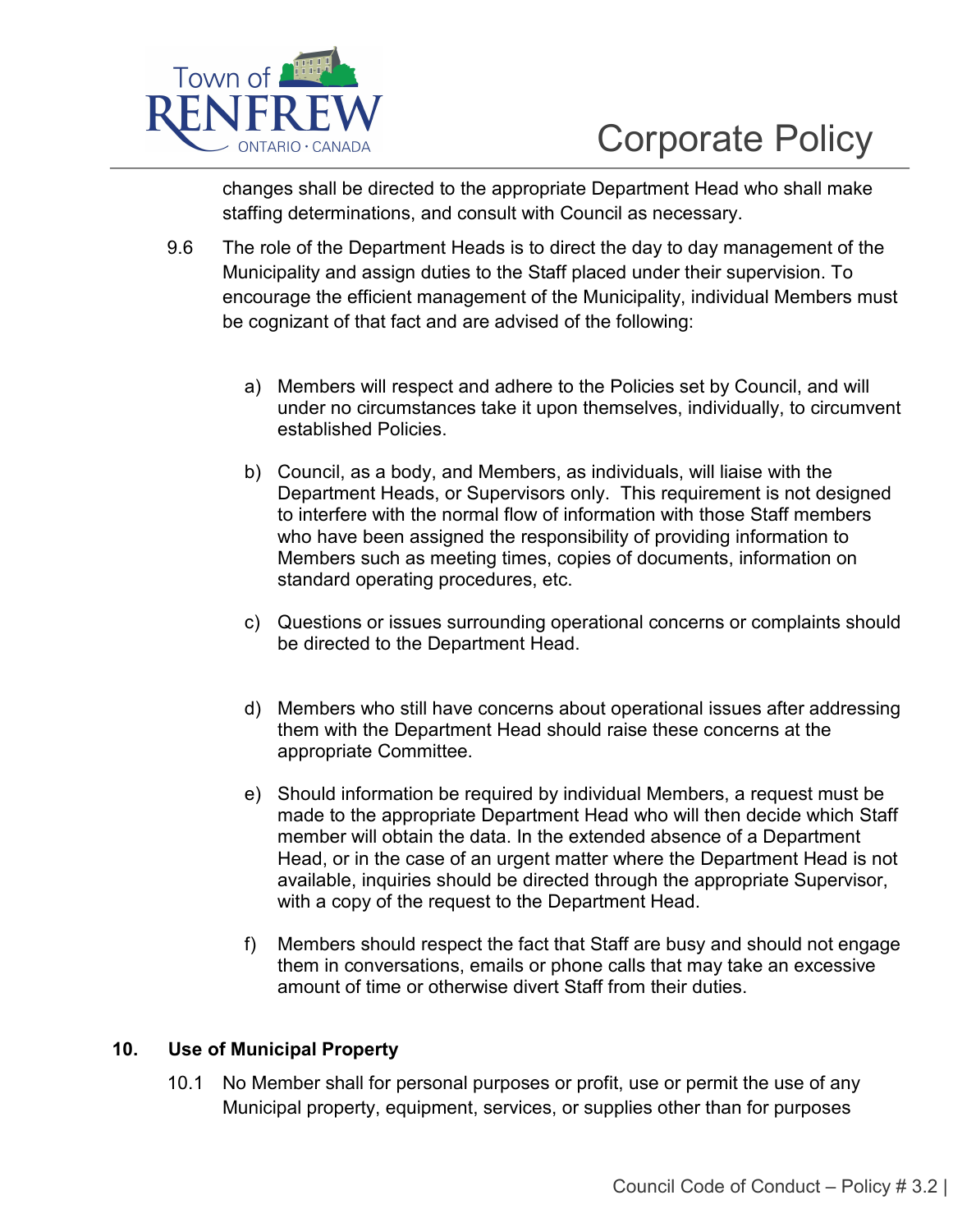changes shall be directed to the appropriate Department Head who shall make staffing determinations, and consult with Council as necessary.

9.6 The role of the Department Heads is to direct the day to day management of the Municipality and assign duties to the Staff placed under their supervision. To encourage the efficient management of the Municipality, individual Members must be cognizant of that fact and are advised of the following:

a) Members will respect and adhere to the Policies set by Council, and will under no circumstances take it upon themselves, individually, to circumvent established Policies.

b) Council, as a body, and Members, as individuals, will liaise with the Department Heads, or Supervisors only. This requirement is not designed to interfere with the normal flow of information with those Staff members who have been assigned the responsibility of providing information to Members such as meeting times, copies of documents, information on standard operating procedures, etc.

c) Questions or issues surrounding operational concerns or complaints should be directed to the Department Head.

d) Members who still have concerns about operational issues after addressing them with the Department Head should raise these concerns at the appropriate Committee.

e) Should information be required by individual Members, a request must be made to the appropriate Department Head who will then decide which Staff member will obtain the data. In the extended absence of a Department Head, or in the case of an urgent matter where the Department Head is not available, inquiries should be directed through the appropriate Supervisor, with a copy of the request to the Department Head.

f) Members should respect the fact that Staff are busy and should not engage them in conversations, emails or phone calls that may take an excessive amount of time or otherwise divert Staff from their duties.

## 10. Use of Municipal Property

10.1 No Member shall for personal purposes or profit, use or permit the use of any Municipal property, equipment, services, or supplies other than for purposes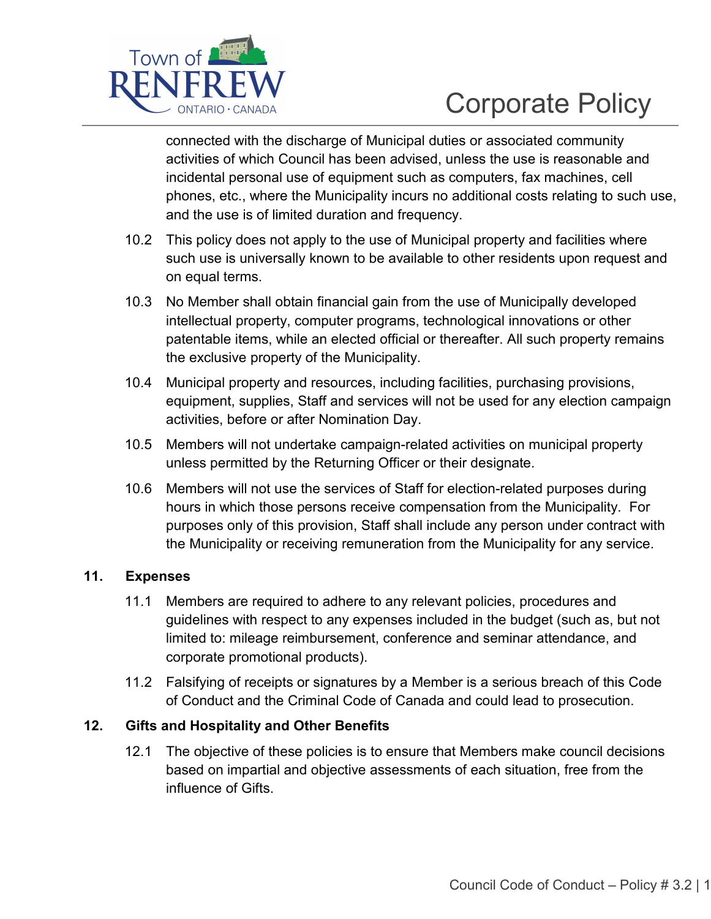connected with the discharge of Municipal duties or associated community activities of which Council has been advised, unless the use is reasonable and incidental personal use of equipment such as computers, fax machines, cell phones, etc., where the Municipality incurs no additional costs relating to such use, and the use is of limited duration and frequency.

10.2 This policy does not apply to the use of Municipal property and facilities where such use is universally known to be available to other residents upon request and on equal terms.

10.3 No Member shall obtain financial gain from the use of Municipally developed intellectual property, computer programs, technological innovations or other patentable items, while an elected official or thereafter. All such property remains the exclusive property of the Municipality.

10.4 Municipal property and resources, including facilities, purchasing provisions, equipment, supplies, Staff and services will not be used for any election campaign activities, before or after Nomination Day.

10.5 Members will not undertake campaign-related activities on municipal property unless permitted by the Returning Officer or their designate.

10.6 Members will not use the services of Staff for election-related purposes during hours in which those persons receive compensation from the Municipality. For purposes only of this provision, Staff shall include any person under contract with the Municipality or receiving remuneration from the Municipality for any service.

## 11. Expenses

11.1 Members are required to adhere to any relevant policies, procedures and guidelines with respect to any expenses included in the budget (such as, but not limited to: mileage reimbursement, conference and seminar attendance, and corporate promotional products).

11.2 Falsifying of receipts or signatures by a Member is a serious breach of this Code of Conduct and the Criminal Code of Canada and could lead to prosecution.

## 12. Gifts and Hospitality and Other Benefits

12.1 The objective of these policies is to ensure that Members make council decisions based on impartial and objective assessments of each situation, free from the influence of Gifts.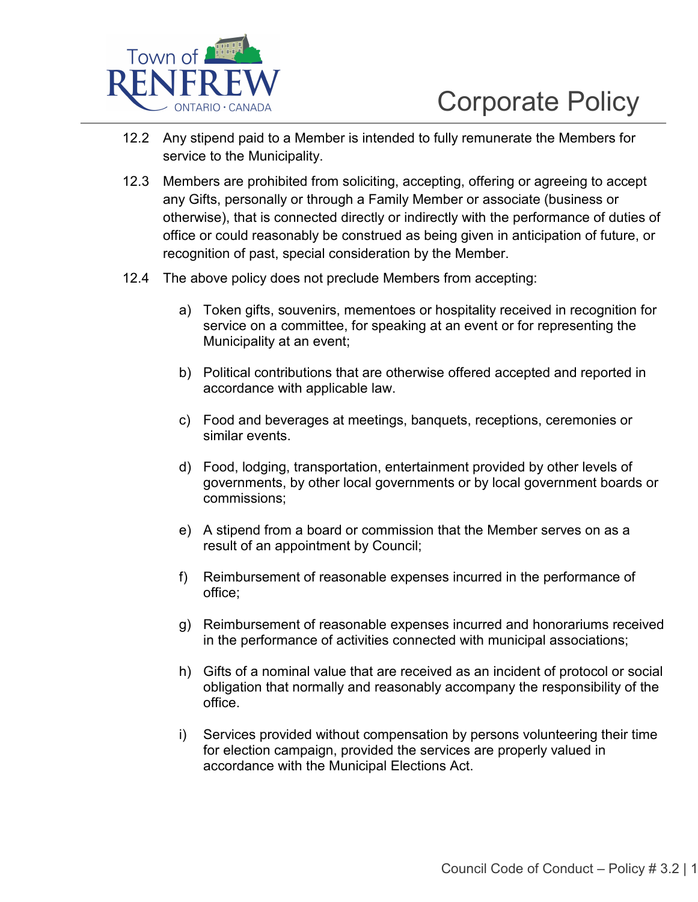12.2 Any stipend paid to a Member is intended to fully remunerate the Members for service to the Municipality.

12.3 Members are prohibited from soliciting, accepting, offering or agreeing to accept any Gifts, personally or through a Family Member or associate (business or otherwise), that is connected directly or indirectly with the performance of duties of office or could reasonably be construed as being given in anticipation of future, or recognition of past, special consideration by the Member.

12.4 The above policy does not preclude Members from accepting:

a) Token gifts, souvenirs, mementoes or hospitality received in recognition for service on a committee, for speaking at an event or for representing the Municipality at an event;

b) Political contributions that are otherwise offered accepted and reported in accordance with applicable law.

c) Food and beverages at meetings, banquets, receptions, ceremonies or similar events.

d) Food, lodging, transportation, entertainment provided by other levels of governments, by other local governments or by local government boards or commissions;

e) A stipend from a board or commission that the Member serves on as a result of an appointment by Council;

f) Reimbursement of reasonable expenses incurred in the performance of office;

g) Reimbursement of reasonable expenses incurred and honorariums received in the performance of activities connected with municipal associations;

h) Gifts of a nominal value that are received as an incident of protocol or social obligation that normally and reasonably accompany the responsibility of the office.

i) Services provided without compensation by persons volunteering their time for election campaign, provided the services are properly valued in accordance with the Municipal Elections Act.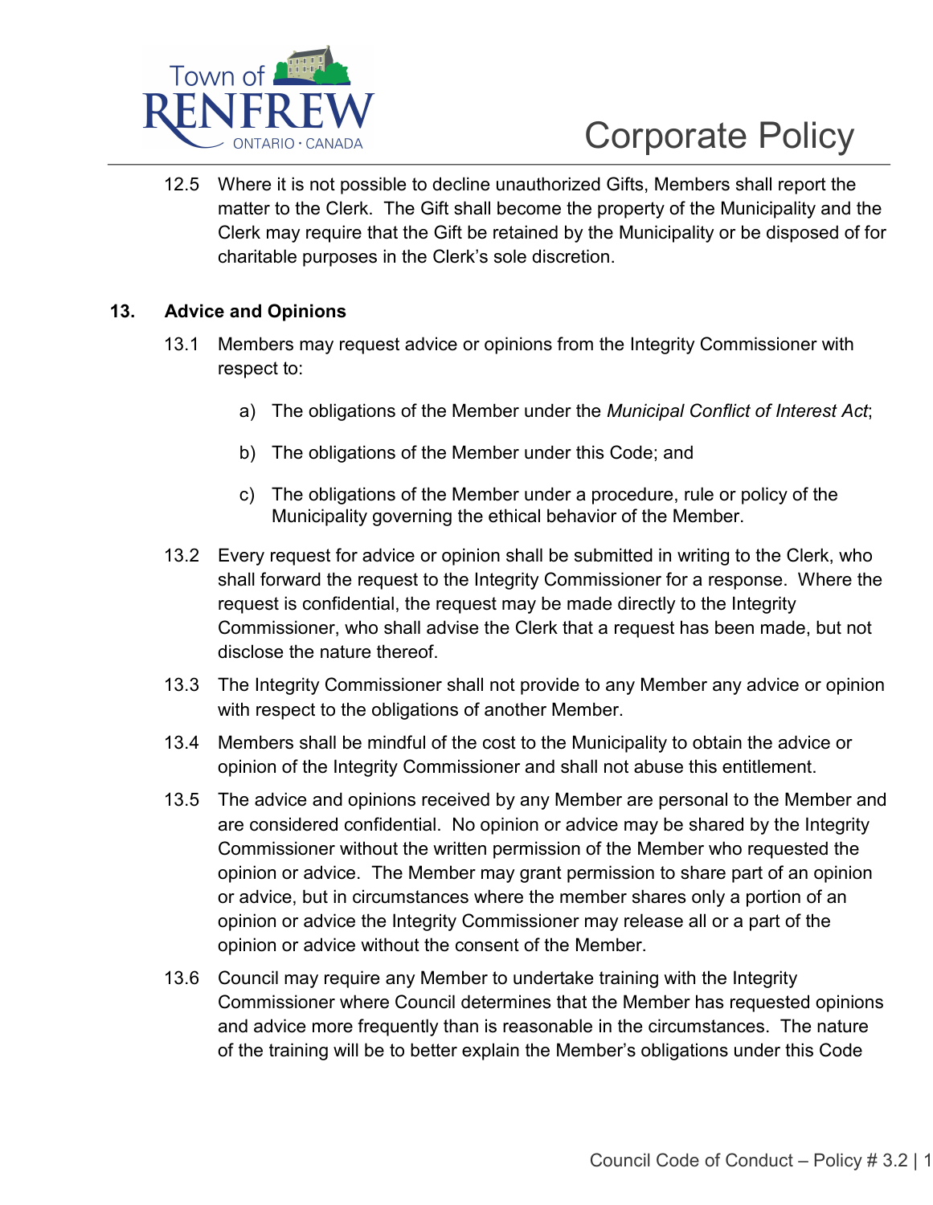12.5 Where it is not possible to decline unauthorized Gifts, Members shall report the matter to the Clerk. The Gift shall become the property of the Municipality and the Clerk may require that the Gift be retained by the Municipality or be disposed of for charitable purposes in the Clerk's sole discretion.

## 13. Advice and Opinions

13.1 Members may request advice or opinions from the Integrity Commissioner with respect to:

a) The obligations of the Member under the *Municipal Conflict of Interest Act*;

b) The obligations of the Member under this Code; and

c) The obligations of the Member under a procedure, rule or policy of the Municipality governing the ethical behavior of the Member.

13.2 Every request for advice or opinion shall be submitted in writing to the Clerk, who shall forward the request to the Integrity Commissioner for a response. Where the request is confidential, the request may be made directly to the Integrity Commissioner, who shall advise the Clerk that a request has been made, but not disclose the nature thereof.

13.3 The Integrity Commissioner shall not provide to any Member any advice or opinion with respect to the obligations of another Member.

13.4 Members shall be mindful of the cost to the Municipality to obtain the advice or opinion of the Integrity Commissioner and shall not abuse this entitlement.

13.5 The advice and opinions received by any Member are personal to the Member and are considered confidential. No opinion or advice may be shared by the Integrity Commissioner without the written permission of the Member who requested the opinion or advice. The Member may grant permission to share part of an opinion or advice, but in circumstances where the member shares only a portion of an opinion or advice the Integrity Commissioner may release all or a part of the opinion or advice without the consent of the Member.

13.6 Council may require any Member to undertake training with the Integrity Commissioner where Council determines that the Member has requested opinions and advice more frequently than is reasonable in the circumstances. The nature of the training will be to better explain the Member's obligations under this Code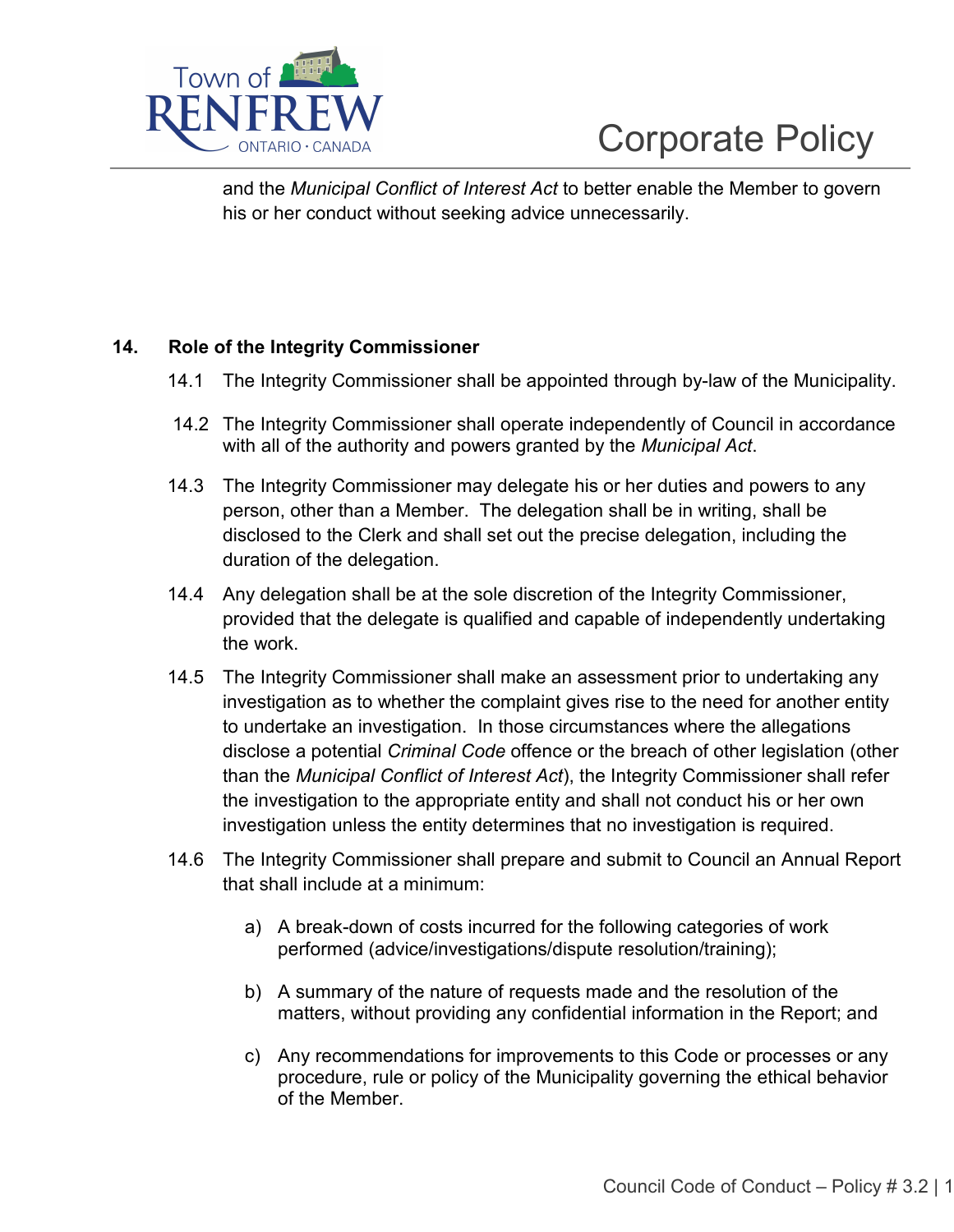and the *Municipal Conflict of Interest Act* to better enable the Member to govern his or her conduct without seeking advice unnecessarily.

## 14. Role of the Integrity Commissioner

14.1 The Integrity Commissioner shall be appointed through by-law of the Municipality.

14.2 The Integrity Commissioner shall operate independently of Council in accordance with all of the authority and powers granted by the *Municipal Act*.

14.3 The Integrity Commissioner may delegate his or her duties and powers to any person, other than a Member. The delegation shall be in writing, shall be disclosed to the Clerk and shall set out the precise delegation, including the duration of the delegation.

14.4 Any delegation shall be at the sole discretion of the Integrity Commissioner, provided that the delegate is qualified and capable of independently undertaking the work.

14.5 The Integrity Commissioner shall make an assessment prior to undertaking any investigation as to whether the complaint gives rise to the need for another entity to undertake an investigation. In those circumstances where the allegations disclose a potential *Criminal Code* offence or the breach of other legislation (other than the *Municipal Conflict of Interest Act*), the Integrity Commissioner shall refer the investigation to the appropriate entity and shall not conduct his or her own investigation unless the entity determines that no investigation is required.

14.6 The Integrity Commissioner shall prepare and submit to Council an Annual Report that shall include at a minimum:

a) A break-down of costs incurred for the following categories of work performed (advice/investigations/dispute resolution/training);

b) A summary of the nature of requests made and the resolution of the matters, without providing any confidential information in the Report; and

c) Any recommendations for improvements to this Code or processes or any procedure, rule or policy of the Municipality governing the ethical behavior of the Member.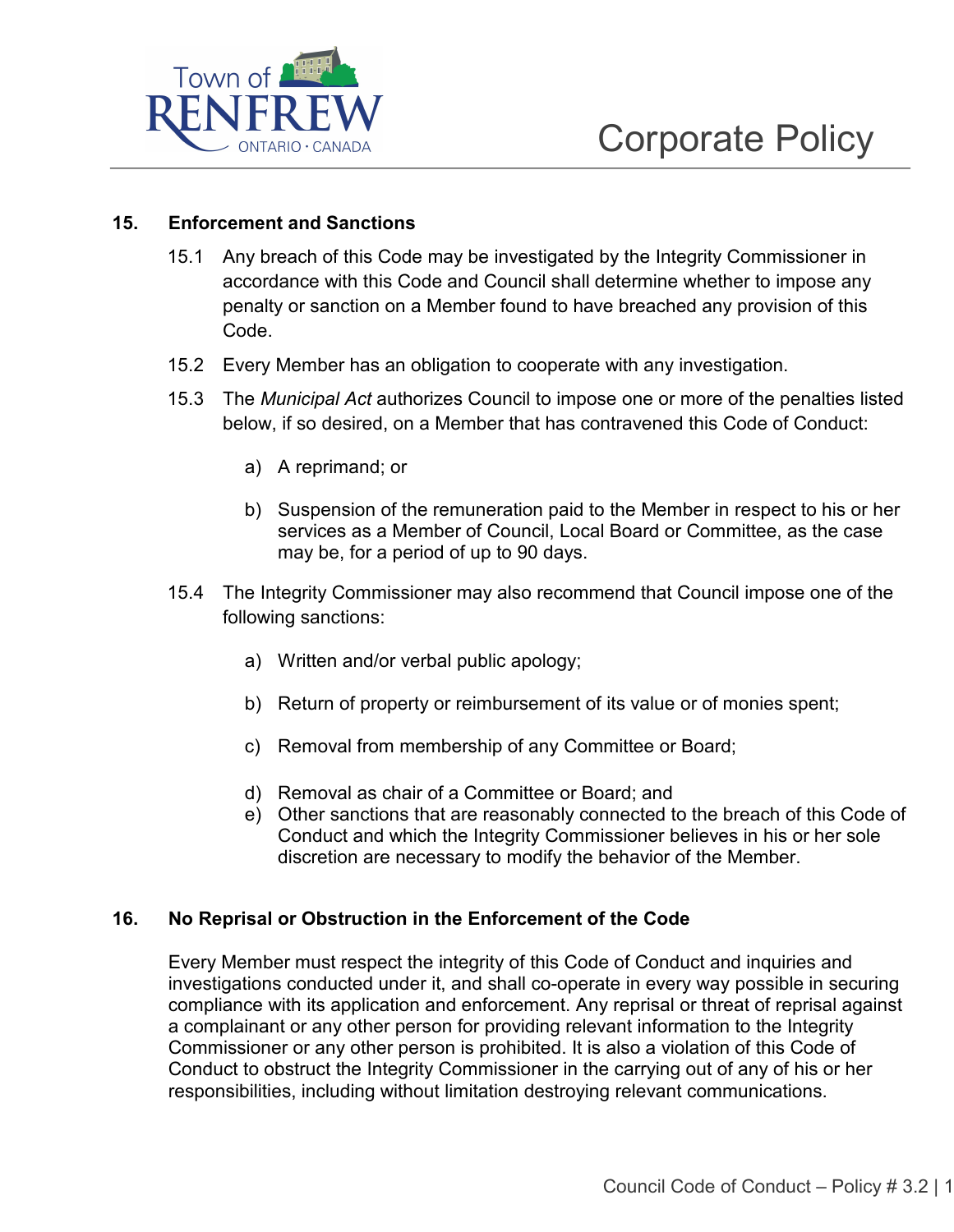## 15. Enforcement and Sanctions

15.1 Any breach of this Code may be investigated by the Integrity Commissioner in accordance with this Code and Council shall determine whether to impose any penalty or sanction on a Member found to have breached any provision of this Code.

15.2 Every Member has an obligation to cooperate with any investigation.

15.3 The *Municipal Act* authorizes Council to impose one or more of the penalties listed below, if so desired, on a Member that has contravened this Code of Conduct:

a) A reprimand; or

b) Suspension of the remuneration paid to the Member in respect to his or her services as a Member of Council, Local Board or Committee, as the case may be, for a period of up to 90 days.

15.4 The Integrity Commissioner may also recommend that Council impose one of the following sanctions:

a) Written and/or verbal public apology;

b) Return of property or reimbursement of its value or of monies spent;

c) Removal from membership of any Committee or Board;

d) Removal as chair of a Committee or Board; and

e) Other sanctions that are reasonably connected to the breach of this Code of Conduct and which the Integrity Commissioner believes in his or her sole discretion are necessary to modify the behavior of the Member.

## 16. No Reprisal or Obstruction in the Enforcement of the Code

Every Member must respect the integrity of this Code of Conduct and inquiries and investigations conducted under it, and shall co-operate in every way possible in securing compliance with its application and enforcement. Any reprisal or threat of reprisal against a complainant or any other person for providing relevant information to the Integrity Commissioner or any other person is prohibited. It is also a violation of this Code of Conduct to obstruct the Integrity Commissioner in the carrying out of any of his or her responsibilities, including without limitation destroying relevant communications.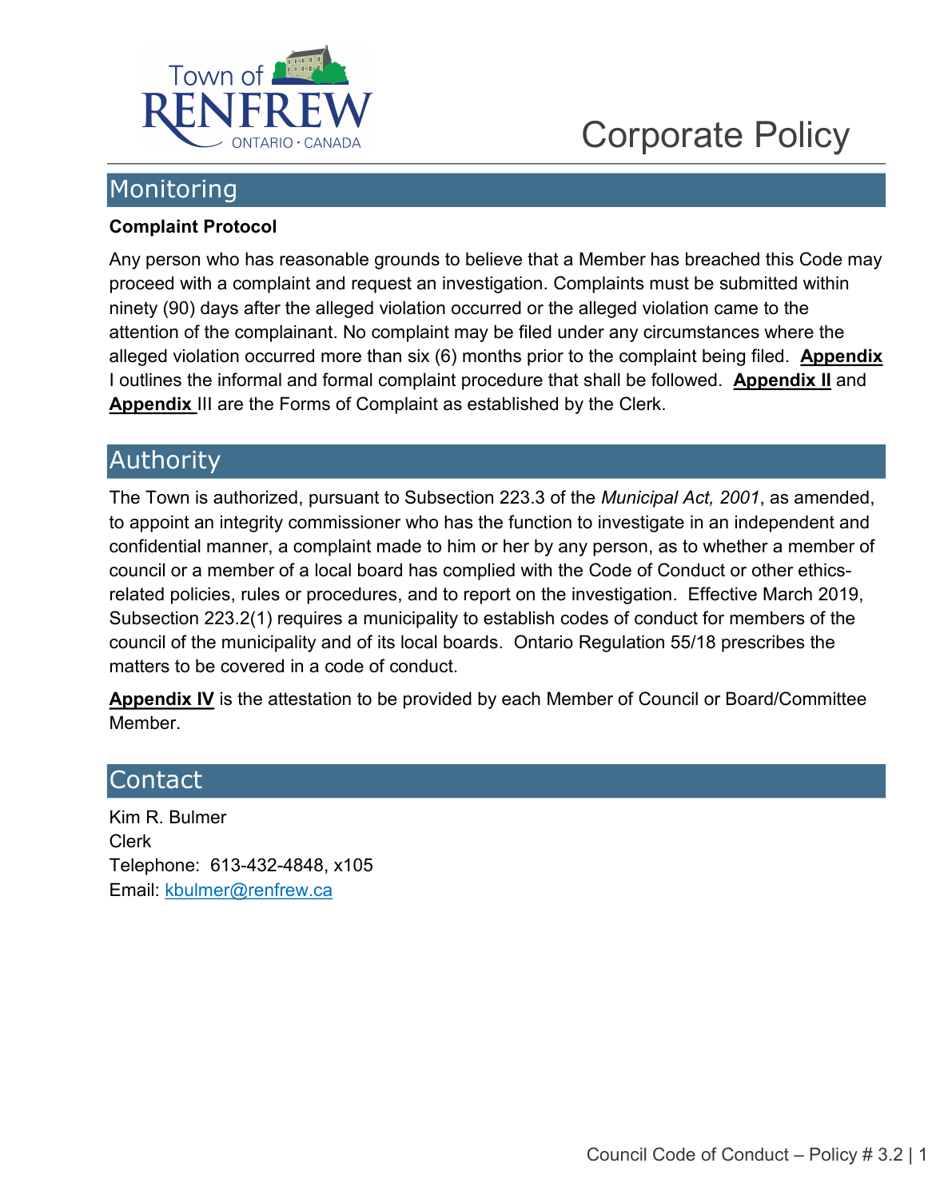Town of RENFREW ONTARIO · CANADA

Corporate Policy

## Monitoring

**Complaint Protocol**

Any person who has reasonable grounds to believe that a Member has breached this Code may proceed with a complaint and request an investigation. Complaints must be submitted within ninety (90) days after the alleged violation occurred or the alleged violation came to the attention of the complainant. No complaint may be filed under any circumstances where the alleged violation occurred more than six (6) months prior to the complaint being filed. **Appendix** I outlines the informal and formal complaint procedure that shall be followed. **Appendix II** and **Appendix** III are the Forms of Complaint as established by the Clerk.

## Authority

The Town is authorized, pursuant to Subsection 223.3 of the *Municipal Act, 2001*, as amended, to appoint an integrity commissioner who has the function to investigate in an independent and confidential manner, a complaint made to him or her by any person, as to whether a member of council or a member of a local board has complied with the Code of Conduct or other ethics-related policies, rules or procedures, and to report on the investigation. Effective March 2019, Subsection 223.2(1) requires a municipality to establish codes of conduct for members of the council of the municipality and of its local boards. Ontario Regulation 55/18 prescribes the matters to be covered in a code of conduct.

**Appendix IV** is the attestation to be provided by each Member of Council or Board/Committee Member.

## Contact

Kim R. Bulmer
Clerk
Telephone: 613-432-4848, x105
Email: kbulmer@renfrew.ca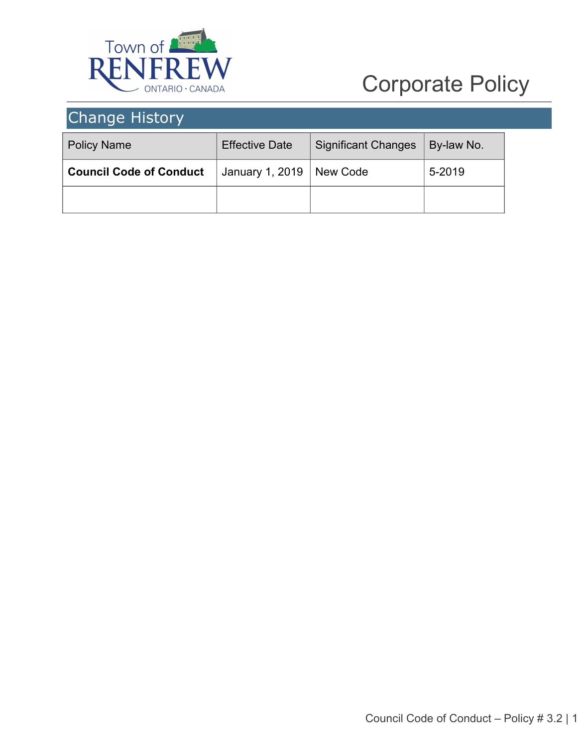Corporate Policy

## Change History

| Policy Name | Effective Date | Significant Changes | By-law No. |
| --- | --- | --- | --- |
| **Council Code of Conduct** | January 1, 2019 | New Code | 5-2019 |
| | | | |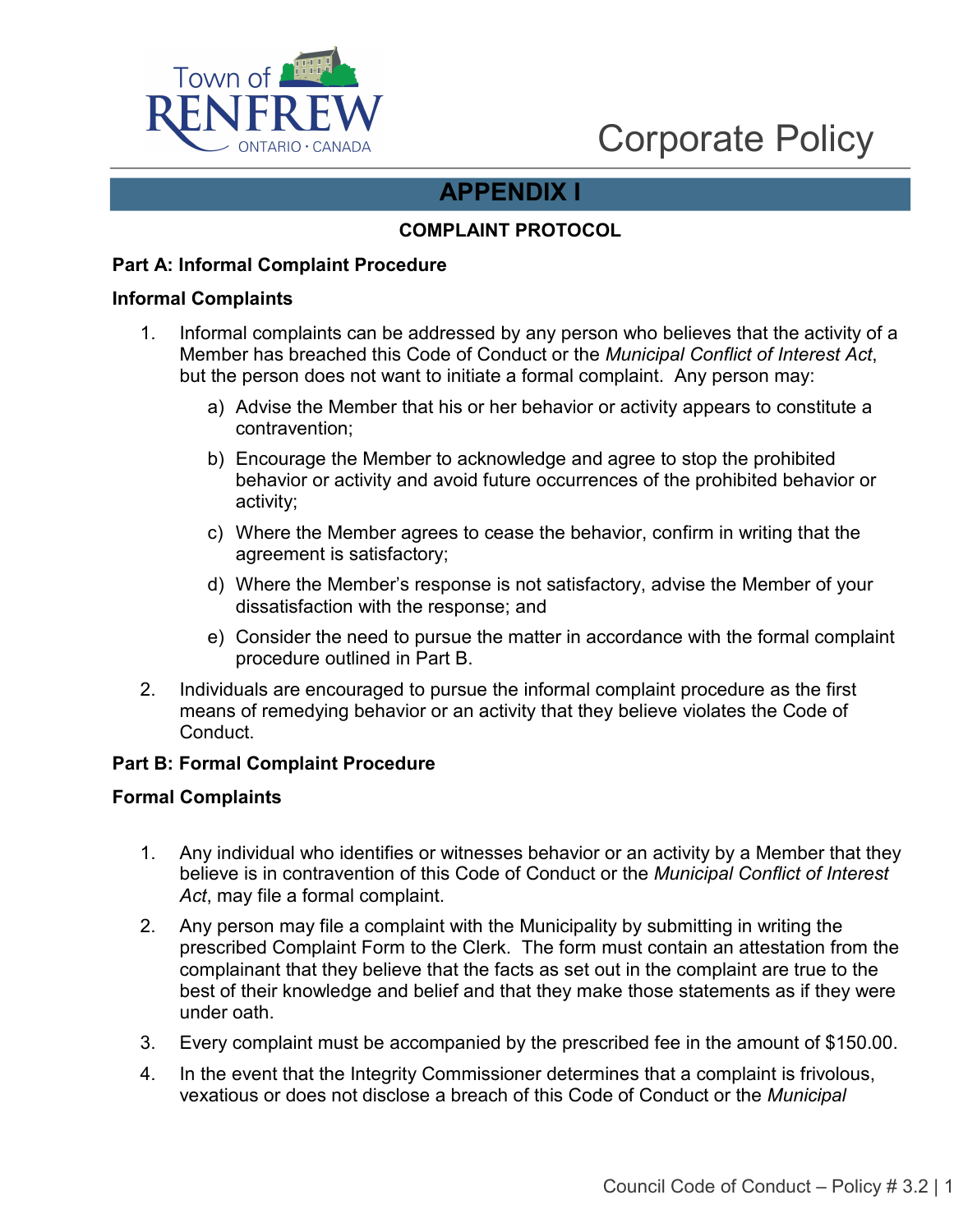# APPENDIX I

## COMPLAINT PROTOCOL

### Part A: Informal Complaint Procedure

### Informal Complaints

1. Informal complaints can be addressed by any person who believes that the activity of a Member has breached this Code of Conduct or the *Municipal Conflict of Interest Act*, but the person does not want to initiate a formal complaint. Any person may:

   a) Advise the Member that his or her behavior or activity appears to constitute a contravention;

   b) Encourage the Member to acknowledge and agree to stop the prohibited behavior or activity and avoid future occurrences of the prohibited behavior or activity;

   c) Where the Member agrees to cease the behavior, confirm in writing that the agreement is satisfactory;

   d) Where the Member's response is not satisfactory, advise the Member of your dissatisfaction with the response; and

   e) Consider the need to pursue the matter in accordance with the formal complaint procedure outlined in Part B.

2. Individuals are encouraged to pursue the informal complaint procedure as the first means of remedying behavior or an activity that they believe violates the Code of Conduct.

### Part B: Formal Complaint Procedure

### Formal Complaints

1. Any individual who identifies or witnesses behavior or an activity by a Member that they believe is in contravention of this Code of Conduct or the *Municipal Conflict of Interest Act*, may file a formal complaint.

2. Any person may file a complaint with the Municipality by submitting in writing the prescribed Complaint Form to the Clerk. The form must contain an attestation from the complainant that they believe that the facts as set out in the complaint are true to the best of their knowledge and belief and that they make those statements as if they were under oath.

3. Every complaint must be accompanied by the prescribed fee in the amount of $150.00.

4. In the event that the Integrity Commissioner determines that a complaint is frivolous, vexatious or does not disclose a breach of this Code of Conduct or the *Municipal*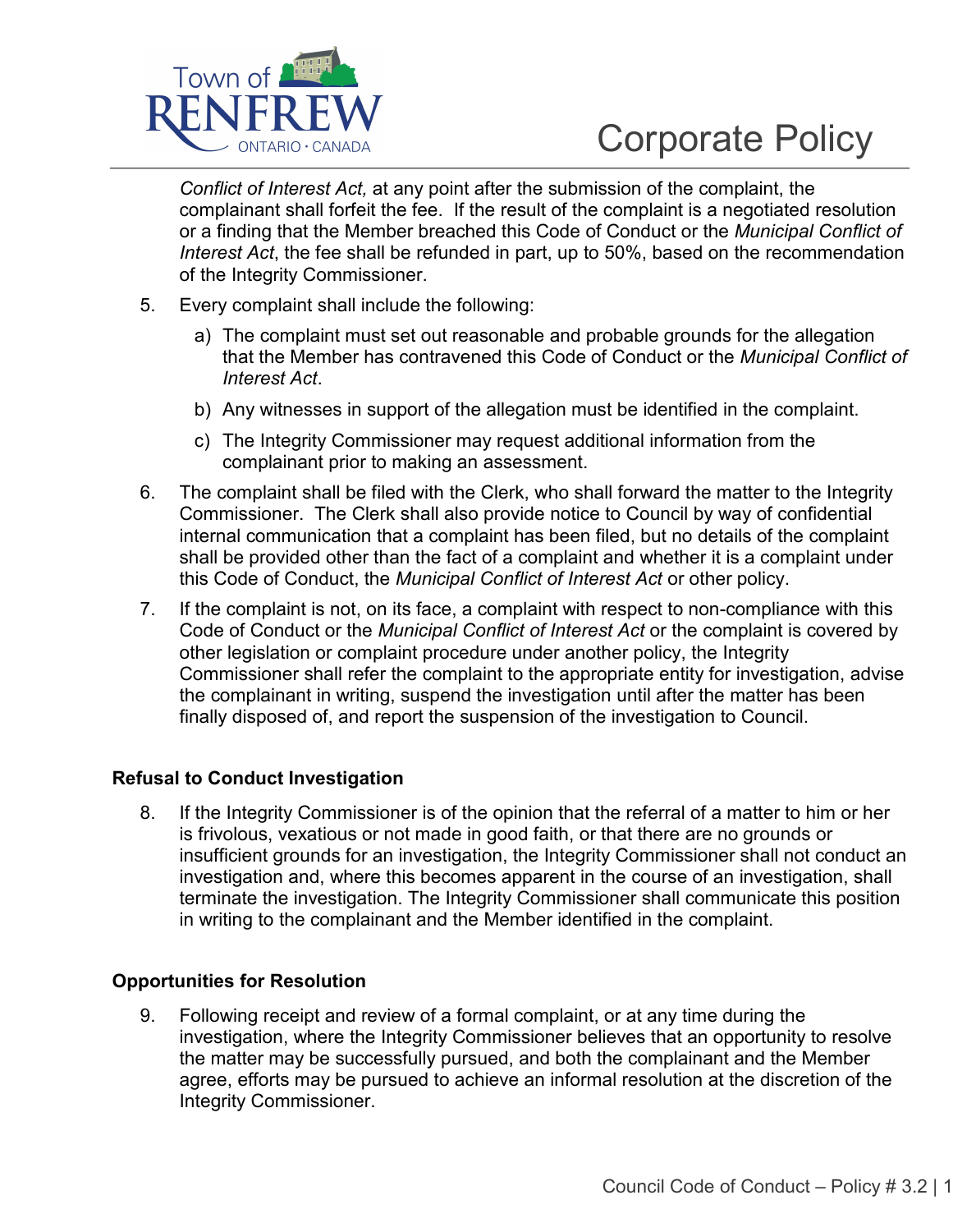*Conflict of Interest Act,* at any point after the submission of the complaint, the complainant shall forfeit the fee. If the result of the complaint is a negotiated resolution or a finding that the Member breached this Code of Conduct or the *Municipal Conflict of Interest Act*, the fee shall be refunded in part, up to 50%, based on the recommendation of the Integrity Commissioner.

5. Every complaint shall include the following:

   a) The complaint must set out reasonable and probable grounds for the allegation that the Member has contravened this Code of Conduct or the *Municipal Conflict of Interest Act*.

   b) Any witnesses in support of the allegation must be identified in the complaint.

   c) The Integrity Commissioner may request additional information from the complainant prior to making an assessment.

6. The complaint shall be filed with the Clerk, who shall forward the matter to the Integrity Commissioner. The Clerk shall also provide notice to Council by way of confidential internal communication that a complaint has been filed, but no details of the complaint shall be provided other than the fact of a complaint and whether it is a complaint under this Code of Conduct, the *Municipal Conflict of Interest Act* or other policy.

7. If the complaint is not, on its face, a complaint with respect to non-compliance with this Code of Conduct or the *Municipal Conflict of Interest Act* or the complaint is covered by other legislation or complaint procedure under another policy, the Integrity Commissioner shall refer the complaint to the appropriate entity for investigation, advise the complainant in writing, suspend the investigation until after the matter has been finally disposed of, and report the suspension of the investigation to Council.

**Refusal to Conduct Investigation**

8. If the Integrity Commissioner is of the opinion that the referral of a matter to him or her is frivolous, vexatious or not made in good faith, or that there are no grounds or insufficient grounds for an investigation, the Integrity Commissioner shall not conduct an investigation and, where this becomes apparent in the course of an investigation, shall terminate the investigation. The Integrity Commissioner shall communicate this position in writing to the complainant and the Member identified in the complaint.

**Opportunities for Resolution**

9. Following receipt and review of a formal complaint, or at any time during the investigation, where the Integrity Commissioner believes that an opportunity to resolve the matter may be successfully pursued, and both the complainant and the Member agree, efforts may be pursued to achieve an informal resolution at the discretion of the Integrity Commissioner.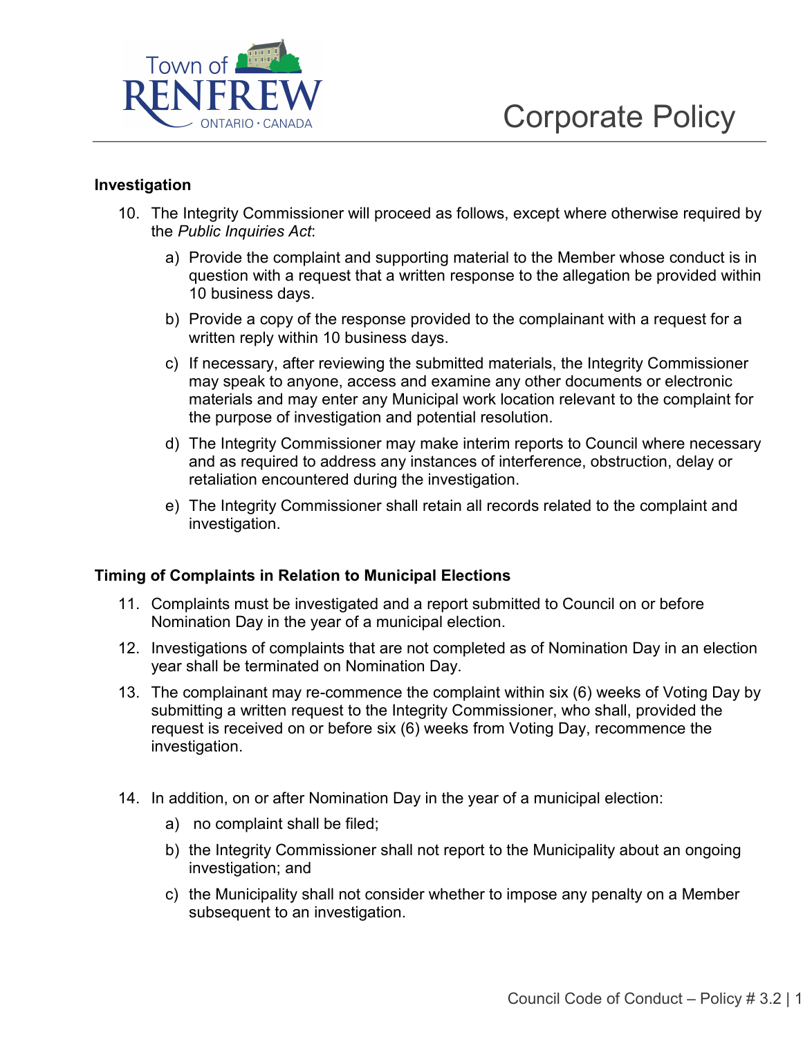### Investigation

10. The Integrity Commissioner will proceed as follows, except where otherwise required by the *Public Inquiries Act*:

    a) Provide the complaint and supporting material to the Member whose conduct is in question with a request that a written response to the allegation be provided within 10 business days.

    b) Provide a copy of the response provided to the complainant with a request for a written reply within 10 business days.

    c) If necessary, after reviewing the submitted materials, the Integrity Commissioner may speak to anyone, access and examine any other documents or electronic materials and may enter any Municipal work location relevant to the complaint for the purpose of investigation and potential resolution.

    d) The Integrity Commissioner may make interim reports to Council where necessary and as required to address any instances of interference, obstruction, delay or retaliation encountered during the investigation.

    e) The Integrity Commissioner shall retain all records related to the complaint and investigation.

### Timing of Complaints in Relation to Municipal Elections

11. Complaints must be investigated and a report submitted to Council on or before Nomination Day in the year of a municipal election.

12. Investigations of complaints that are not completed as of Nomination Day in an election year shall be terminated on Nomination Day.

13. The complainant may re-commence the complaint within six (6) weeks of Voting Day by submitting a written request to the Integrity Commissioner, who shall, provided the request is received on or before six (6) weeks from Voting Day, recommence the investigation.

14. In addition, on or after Nomination Day in the year of a municipal election:

    a) no complaint shall be filed;

    b) the Integrity Commissioner shall not report to the Municipality about an ongoing investigation; and

    c) the Municipality shall not consider whether to impose any penalty on a Member subsequent to an investigation.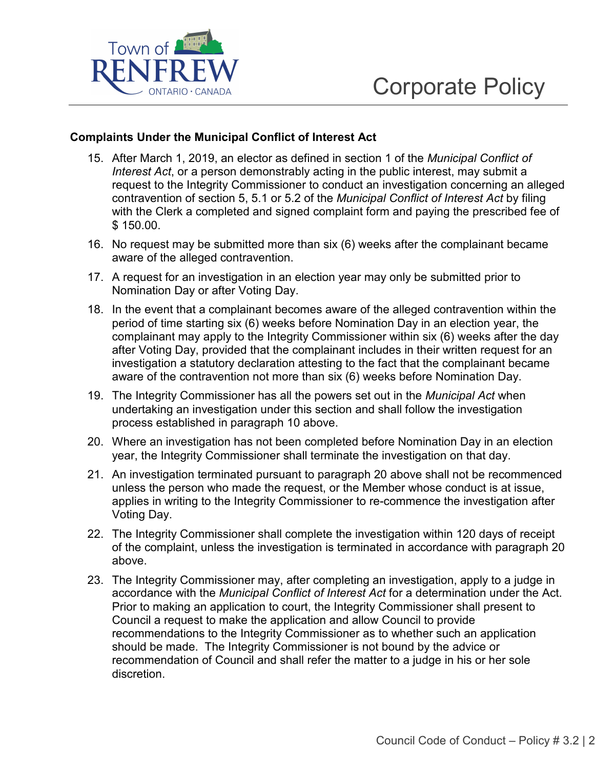**Complaints Under the Municipal Conflict of Interest Act**

15. After March 1, 2019, an elector as defined in section 1 of the *Municipal Conflict of Interest Act*, or a person demonstrably acting in the public interest, may submit a request to the Integrity Commissioner to conduct an investigation concerning an alleged contravention of section 5, 5.1 or 5.2 of the *Municipal Conflict of Interest Act* by filing with the Clerk a completed and signed complaint form and paying the prescribed fee of $ 150.00.
16. No request may be submitted more than six (6) weeks after the complainant became aware of the alleged contravention.
17. A request for an investigation in an election year may only be submitted prior to Nomination Day or after Voting Day.
18. In the event that a complainant becomes aware of the alleged contravention within the period of time starting six (6) weeks before Nomination Day in an election year, the complainant may apply to the Integrity Commissioner within six (6) weeks after the day after Voting Day, provided that the complainant includes in their written request for an investigation a statutory declaration attesting to the fact that the complainant became aware of the contravention not more than six (6) weeks before Nomination Day.
19. The Integrity Commissioner has all the powers set out in the *Municipal Act* when undertaking an investigation under this section and shall follow the investigation process established in paragraph 10 above.
20. Where an investigation has not been completed before Nomination Day in an election year, the Integrity Commissioner shall terminate the investigation on that day.
21. An investigation terminated pursuant to paragraph 20 above shall not be recommenced unless the person who made the request, or the Member whose conduct is at issue, applies in writing to the Integrity Commissioner to re-commence the investigation after Voting Day.
22. The Integrity Commissioner shall complete the investigation within 120 days of receipt of the complaint, unless the investigation is terminated in accordance with paragraph 20 above.
23. The Integrity Commissioner may, after completing an investigation, apply to a judge in accordance with the *Municipal Conflict of Interest Act* for a determination under the Act. Prior to making an application to court, the Integrity Commissioner shall present to Council a request to make the application and allow Council to provide recommendations to the Integrity Commissioner as to whether such an application should be made. The Integrity Commissioner is not bound by the advice or recommendation of Council and shall refer the matter to a judge in his or her sole discretion.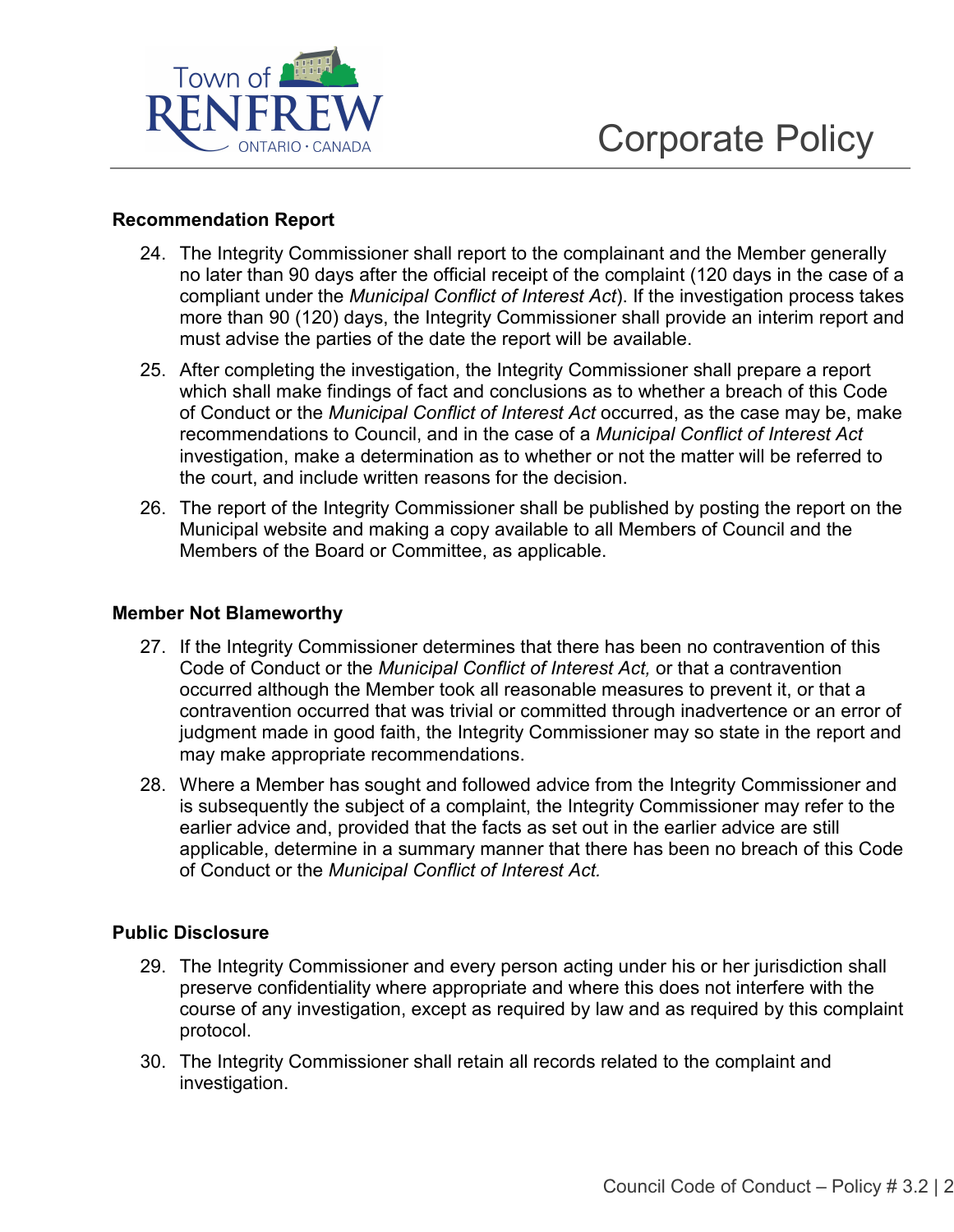**Recommendation Report**

24. The Integrity Commissioner shall report to the complainant and the Member generally no later than 90 days after the official receipt of the complaint (120 days in the case of a compliant under the *Municipal Conflict of Interest Act*). If the investigation process takes more than 90 (120) days, the Integrity Commissioner shall provide an interim report and must advise the parties of the date the report will be available.

25. After completing the investigation, the Integrity Commissioner shall prepare a report which shall make findings of fact and conclusions as to whether a breach of this Code of Conduct or the *Municipal Conflict of Interest Act* occurred, as the case may be, make recommendations to Council, and in the case of a *Municipal Conflict of Interest Act* investigation, make a determination as to whether or not the matter will be referred to the court, and include written reasons for the decision.

26. The report of the Integrity Commissioner shall be published by posting the report on the Municipal website and making a copy available to all Members of Council and the Members of the Board or Committee, as applicable.

**Member Not Blameworthy**

27. If the Integrity Commissioner determines that there has been no contravention of this Code of Conduct or the *Municipal Conflict of Interest Act,* or that a contravention occurred although the Member took all reasonable measures to prevent it, or that a contravention occurred that was trivial or committed through inadvertence or an error of judgment made in good faith, the Integrity Commissioner may so state in the report and may make appropriate recommendations.

28. Where a Member has sought and followed advice from the Integrity Commissioner and is subsequently the subject of a complaint, the Integrity Commissioner may refer to the earlier advice and, provided that the facts as set out in the earlier advice are still applicable, determine in a summary manner that there has been no breach of this Code of Conduct or the *Municipal Conflict of Interest Act.*

**Public Disclosure**

29. The Integrity Commissioner and every person acting under his or her jurisdiction shall preserve confidentiality where appropriate and where this does not interfere with the course of any investigation, except as required by law and as required by this complaint protocol.

30. The Integrity Commissioner shall retain all records related to the complaint and investigation.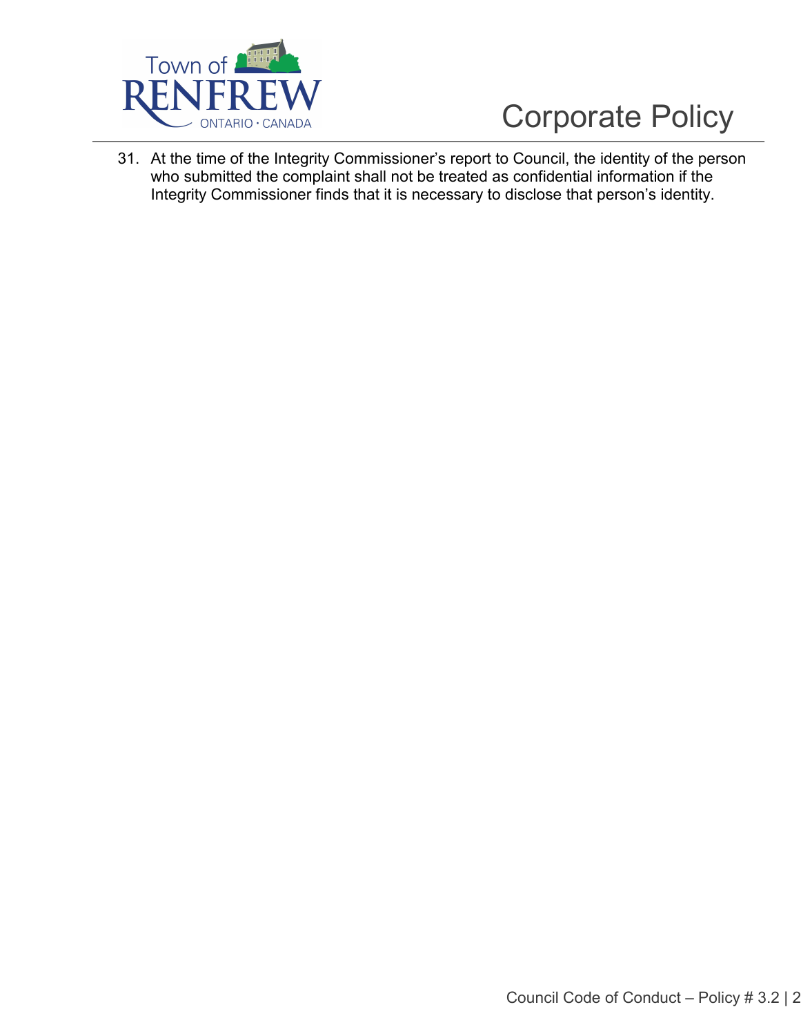31. At the time of the Integrity Commissioner's report to Council, the identity of the person who submitted the complaint shall not be treated as confidential information if the Integrity Commissioner finds that it is necessary to disclose that person's identity.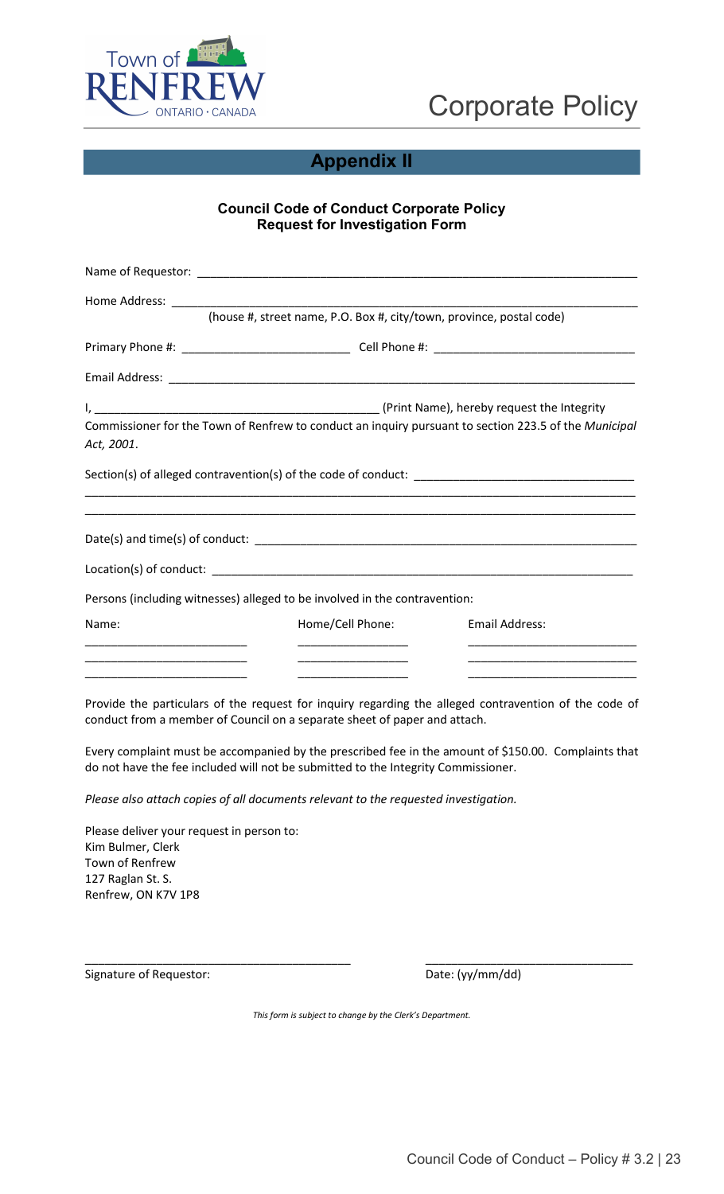## Appendix II

**Council Code of Conduct Corporate Policy**
**Request for Investigation Form**

Name of Requestor: ______________________________________________________________

Home Address: __________________________________________________________________
(house #, street name, P.O. Box #, city/town, province, postal code)

Primary Phone #: _________________________ Cell Phone #: ______________________________

Email Address: __________________________________________________________________

I, ___________________________________________ (Print Name), hereby request the Integrity Commissioner for the Town of Renfrew to conduct an inquiry pursuant to section 223.5 of the *Municipal Act, 2001*.

Section(s) of alleged contravention(s) of the code of conduct: _________________________________
_____________________________________________________________________________________
_____________________________________________________________________________________

Date(s) and time(s) of conduct: ___________________________________________________________

Location(s) of conduct: _________________________________________________________________

Persons (including witnesses) alleged to be involved in the contravention:

| Name: | Home/Cell Phone: | Email Address: |
|---|---|---|
| ________________________ | ________________ | _________________________ |
| ________________________ | ________________ | _________________________ |
| ________________________ | ________________ | _________________________ |

Provide the particulars of the request for inquiry regarding the alleged contravention of the code of conduct from a member of Council on a separate sheet of paper and attach.

Every complaint must be accompanied by the prescribed fee in the amount of $150.00. Complaints that do not have the fee included will not be submitted to the Integrity Commissioner.

*Please also attach copies of all documents relevant to the requested investigation.*

Please deliver your request in person to:
Kim Bulmer, Clerk
Town of Renfrew
127 Raglan St. S.
Renfrew, ON K7V 1P8

________________________________________ _______________________________
Signature of Requestor: Date: (yy/mm/dd)

*This form is subject to change by the Clerk's Department.*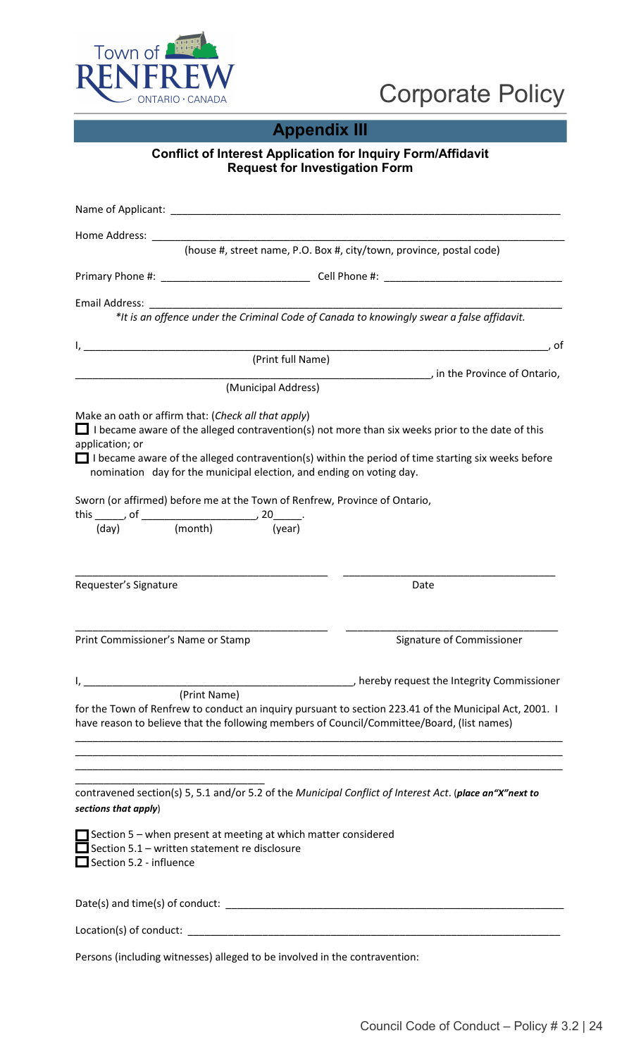# Appendix III

**Conflict of Interest Application for Inquiry Form/Affidavit**
**Request for Investigation Form**

Name of Applicant: ___________________________________________________________________

Home Address: _______________________________________________________________________
(house #, street name, P.O. Box #, city/town, province, postal code)

Primary Phone #: _________________________ Cell Phone #: ______________________________

Email Address: _______________________________________________________________________

*\*It is an offence under the Criminal Code of Canada to knowingly swear a false affidavit.*

I, ___________________________________________________________________________________, of
(Print full Name)

_______________________________________________________________, in the Province of Ontario,
(Municipal Address)

Make an oath or affirm that: (*Check all that apply*)

☐ I became aware of the alleged contravention(s) not more than six weeks prior to the date of this application; or

☐ I became aware of the alleged contravention(s) within the period of time starting six weeks before nomination day for the municipal election, and ending on voting day.

Sworn (or affirmed) before me at the Town of Renfrew, Province of Ontario,

this _____, of ____________________, 20_____.
(day) (month) (year)

_____________________________________________ ____________________________________
Requester's Signature Date

_____________________________________________ ____________________________________
Print Commissioner's Name or Stamp Signature of Commissioner

I, _______________________________________________, hereby request the Integrity Commissioner
(Print Name)

for the Town of Renfrew to conduct an inquiry pursuant to section 223.41 of the Municipal Act, 2001. I have reason to believe that the following members of Council/Committee/Board, (list names)

_____________________________________________________________________________________

_____________________________________________________________________________________

_____________________________________________________________________________________

_________________________________

contravened section(s) 5, 5.1 and/or 5.2 of the *Municipal Conflict of Interest Act*. (***place an"X"next to sections that apply***)

☐ Section 5 – when present at meeting at which matter considered

☐ Section 5.1 – written statement re disclosure

☐ Section 5.2 - influence

Date(s) and time(s) of conduct: ______________________________________________________

Location(s) of conduct: _____________________________________________________________

Persons (including witnesses) alleged to be involved in the contravention: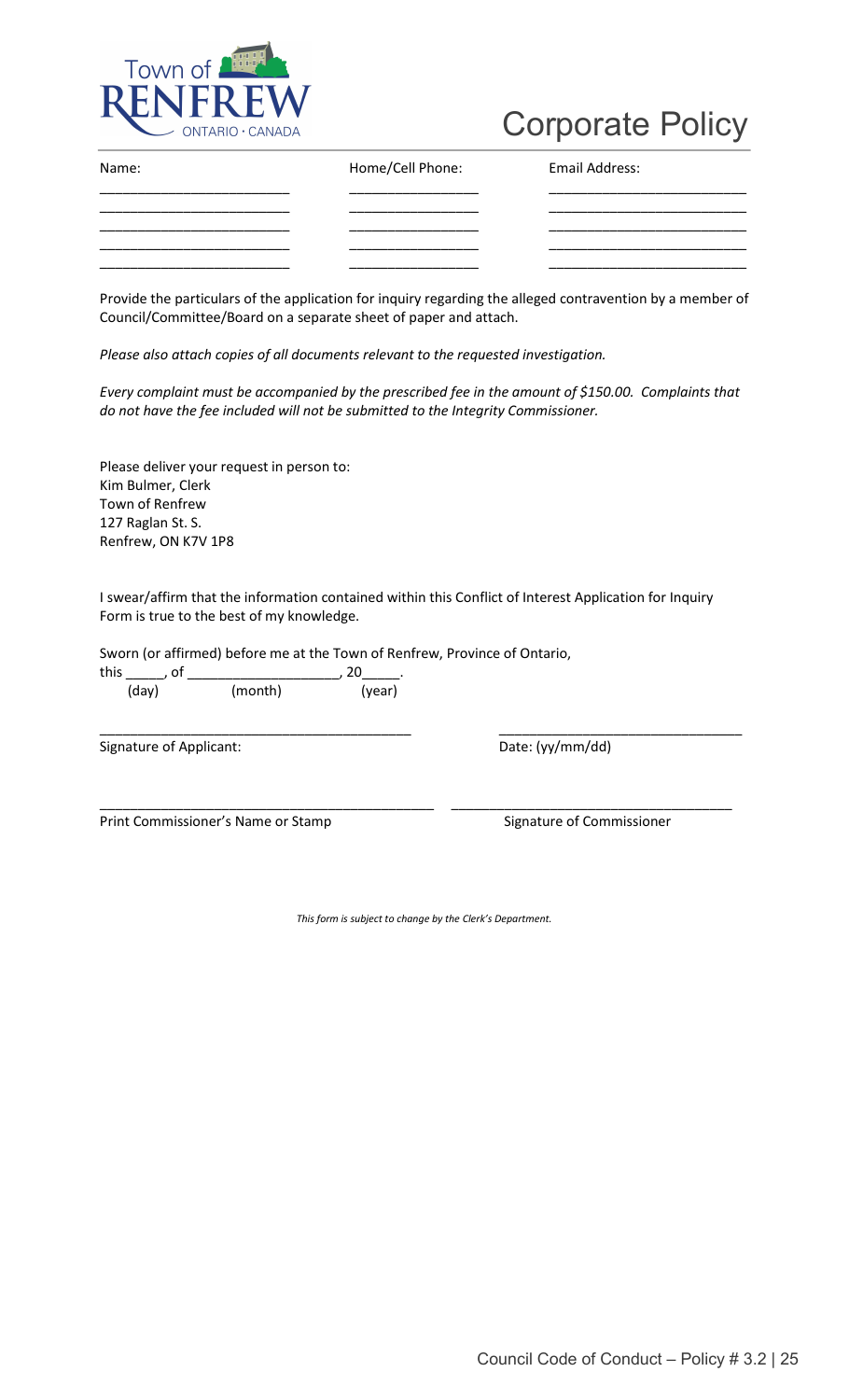# Corporate Policy

| Name: | Home/Cell Phone: | Email Address: |
| --- | --- | --- |
| ________________________ | ________________ | ________________________ |
| ________________________ | ________________ | ________________________ |
| ________________________ | ________________ | ________________________ |
| ________________________ | ________________ | ________________________ |
| ________________________ | ________________ | ________________________ |

Provide the particulars of the application for inquiry regarding the alleged contravention by a member of Council/Committee/Board on a separate sheet of paper and attach.

*Please also attach copies of all documents relevant to the requested investigation.*

*Every complaint must be accompanied by the prescribed fee in the amount of $150.00. Complaints that do not have the fee included will not be submitted to the Integrity Commissioner.*

Please deliver your request in person to:
Kim Bulmer, Clerk
Town of Renfrew
127 Raglan St. S.
Renfrew, ON K7V 1P8

I swear/affirm that the information contained within this Conflict of Interest Application for Inquiry Form is true to the best of my knowledge.

Sworn (or affirmed) before me at the Town of Renfrew, Province of Ontario,
this _____, of ___________________, 20_____.
(day) (month) (year)

________________________________________ ______________________________
Signature of Applicant: Date: (yy/mm/dd)

____________________________________________ ___________________________________
Print Commissioner's Name or Stamp Signature of Commissioner

*This form is subject to change by the Clerk's Department.*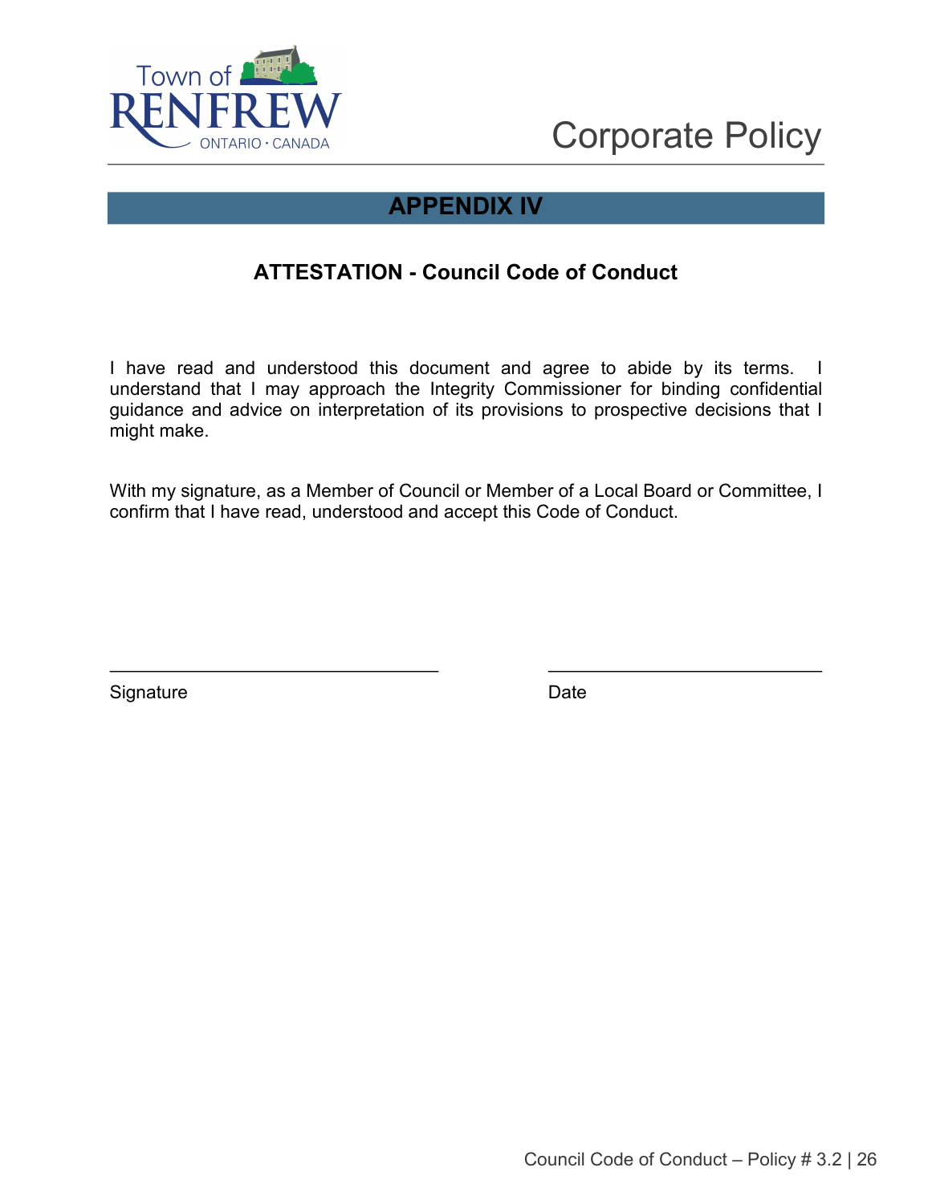# APPENDIX IV

## ATTESTATION - Council Code of Conduct

I have read and understood this document and agree to abide by its terms. I understand that I may approach the Integrity Commissioner for binding confidential guidance and advice on interpretation of its provisions to prospective decisions that I might make.

With my signature, as a Member of Council or Member of a Local Board or Committee, I confirm that I have read, understood and accept this Code of Conduct.

___________________________________ ___________________________

Signature Date